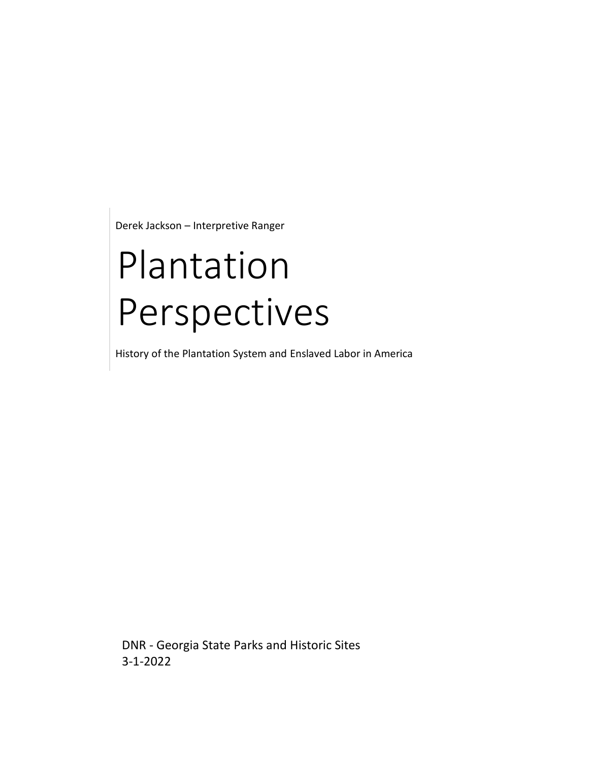Derek Jackson – Interpretive Ranger

# Plantation Perspectives

History of the Plantation System and Enslaved Labor in America

DNR - Georgia State Parks and Historic Sites
3-1-2022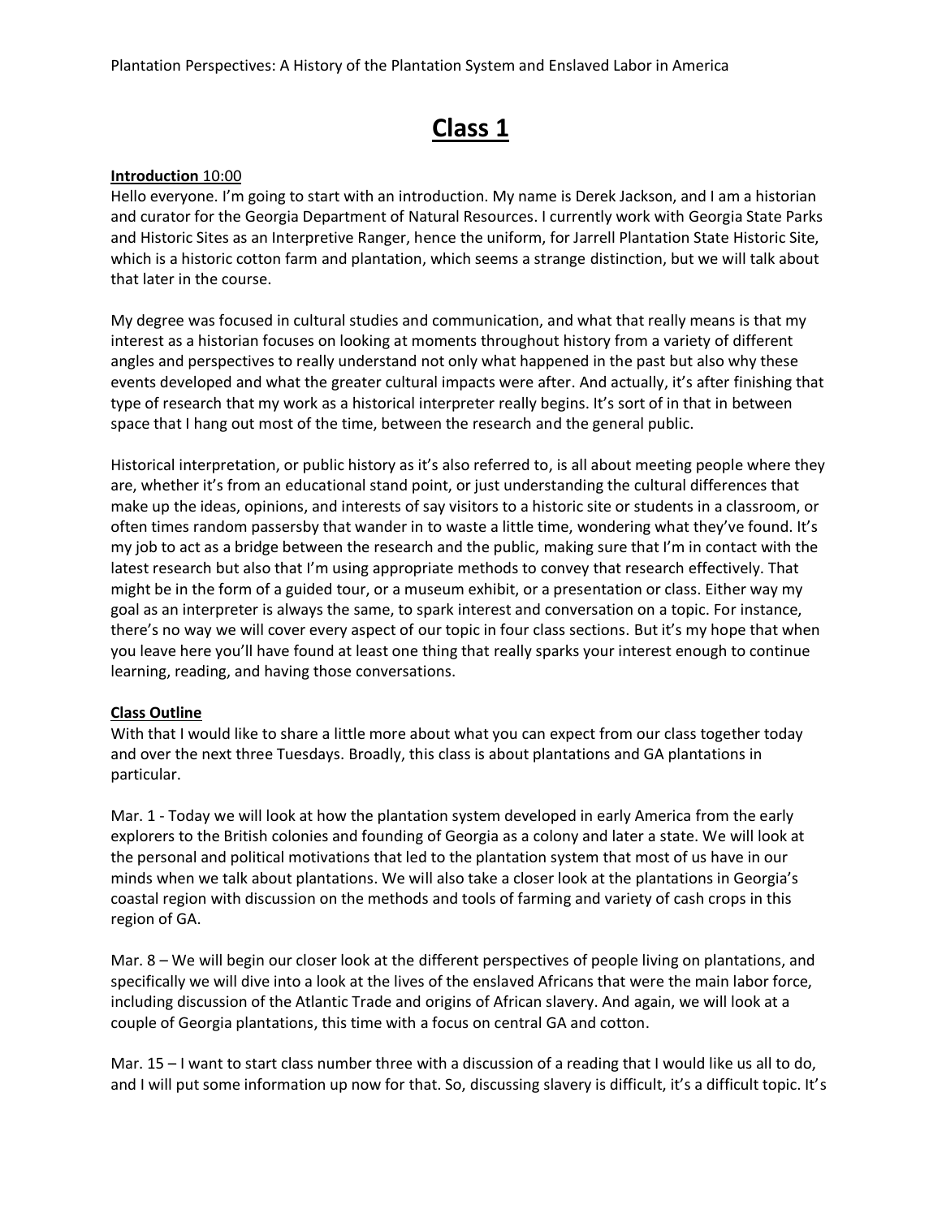# Class 1

**Introduction** 10:00

Hello everyone. I'm going to start with an introduction. My name is Derek Jackson, and I am a historian and curator for the Georgia Department of Natural Resources. I currently work with Georgia State Parks and Historic Sites as an Interpretive Ranger, hence the uniform, for Jarrell Plantation State Historic Site, which is a historic cotton farm and plantation, which seems a strange distinction, but we will talk about that later in the course.

My degree was focused in cultural studies and communication, and what that really means is that my interest as a historian focuses on looking at moments throughout history from a variety of different angles and perspectives to really understand not only what happened in the past but also why these events developed and what the greater cultural impacts were after. And actually, it's after finishing that type of research that my work as a historical interpreter really begins. It's sort of in that in between space that I hang out most of the time, between the research and the general public.

Historical interpretation, or public history as it's also referred to, is all about meeting people where they are, whether it's from an educational stand point, or just understanding the cultural differences that make up the ideas, opinions, and interests of say visitors to a historic site or students in a classroom, or often times random passersby that wander in to waste a little time, wondering what they've found. It's my job to act as a bridge between the research and the public, making sure that I'm in contact with the latest research but also that I'm using appropriate methods to convey that research effectively. That might be in the form of a guided tour, or a museum exhibit, or a presentation or class. Either way my goal as an interpreter is always the same, to spark interest and conversation on a topic. For instance, there's no way we will cover every aspect of our topic in four class sections. But it's my hope that when you leave here you'll have found at least one thing that really sparks your interest enough to continue learning, reading, and having those conversations.

**Class Outline**

With that I would like to share a little more about what you can expect from our class together today and over the next three Tuesdays. Broadly, this class is about plantations and GA plantations in particular.

Mar. 1 - Today we will look at how the plantation system developed in early America from the early explorers to the British colonies and founding of Georgia as a colony and later a state. We will look at the personal and political motivations that led to the plantation system that most of us have in our minds when we talk about plantations. We will also take a closer look at the plantations in Georgia's coastal region with discussion on the methods and tools of farming and variety of cash crops in this region of GA.

Mar. 8 – We will begin our closer look at the different perspectives of people living on plantations, and specifically we will dive into a look at the lives of the enslaved Africans that were the main labor force, including discussion of the Atlantic Trade and origins of African slavery. And again, we will look at a couple of Georgia plantations, this time with a focus on central GA and cotton.

Mar. 15 – I want to start class number three with a discussion of a reading that I would like us all to do, and I will put some information up now for that. So, discussing slavery is difficult, it's a difficult topic. It's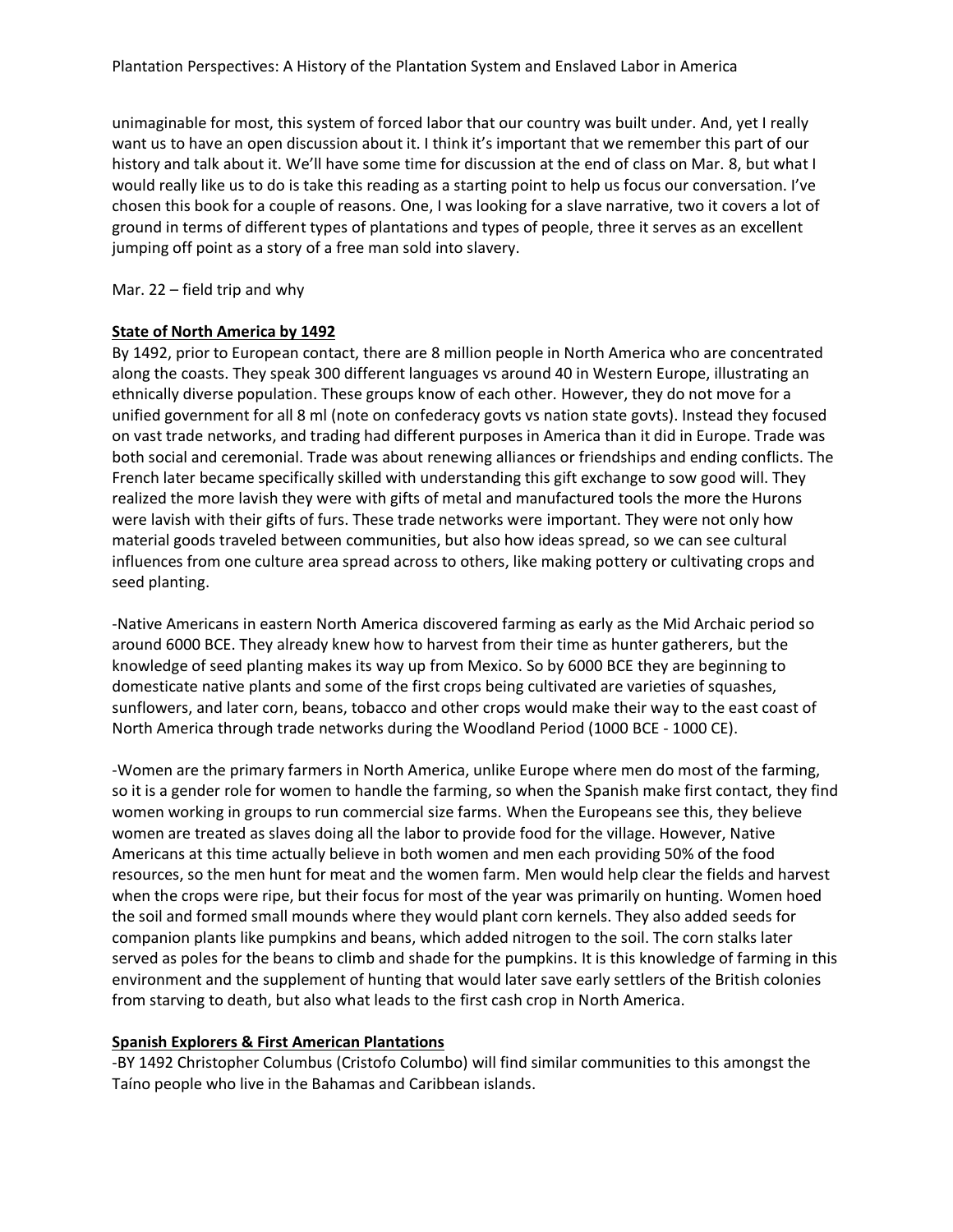unimaginable for most, this system of forced labor that our country was built under. And, yet I really want us to have an open discussion about it. I think it's important that we remember this part of our history and talk about it. We'll have some time for discussion at the end of class on Mar. 8, but what I would really like us to do is take this reading as a starting point to help us focus our conversation. I've chosen this book for a couple of reasons. One, I was looking for a slave narrative, two it covers a lot of ground in terms of different types of plantations and types of people, three it serves as an excellent jumping off point as a story of a free man sold into slavery.

Mar. 22 – field trip and why

**State of North America by 1492**

By 1492, prior to European contact, there are 8 million people in North America who are concentrated along the coasts. They speak 300 different languages vs around 40 in Western Europe, illustrating an ethnically diverse population. These groups know of each other. However, they do not move for a unified government for all 8 ml (note on confederacy govts vs nation state govts). Instead they focused on vast trade networks, and trading had different purposes in America than it did in Europe. Trade was both social and ceremonial. Trade was about renewing alliances or friendships and ending conflicts. The French later became specifically skilled with understanding this gift exchange to sow good will. They realized the more lavish they were with gifts of metal and manufactured tools the more the Hurons were lavish with their gifts of furs. These trade networks were important. They were not only how material goods traveled between communities, but also how ideas spread, so we can see cultural influences from one culture area spread across to others, like making pottery or cultivating crops and seed planting.

-Native Americans in eastern North America discovered farming as early as the Mid Archaic period so around 6000 BCE. They already knew how to harvest from their time as hunter gatherers, but the knowledge of seed planting makes its way up from Mexico. So by 6000 BCE they are beginning to domesticate native plants and some of the first crops being cultivated are varieties of squashes, sunflowers, and later corn, beans, tobacco and other crops would make their way to the east coast of North America through trade networks during the Woodland Period (1000 BCE - 1000 CE).

-Women are the primary farmers in North America, unlike Europe where men do most of the farming, so it is a gender role for women to handle the farming, so when the Spanish make first contact, they find women working in groups to run commercial size farms. When the Europeans see this, they believe women are treated as slaves doing all the labor to provide food for the village. However, Native Americans at this time actually believe in both women and men each providing 50% of the food resources, so the men hunt for meat and the women farm. Men would help clear the fields and harvest when the crops were ripe, but their focus for most of the year was primarily on hunting. Women hoed the soil and formed small mounds where they would plant corn kernels. They also added seeds for companion plants like pumpkins and beans, which added nitrogen to the soil. The corn stalks later served as poles for the beans to climb and shade for the pumpkins. It is this knowledge of farming in this environment and the supplement of hunting that would later save early settlers of the British colonies from starving to death, but also what leads to the first cash crop in North America.

**Spanish Explorers & First American Plantations**

-BY 1492 Christopher Columbus (Cristofo Columbo) will find similar communities to this amongst the Taíno people who live in the Bahamas and Caribbean islands.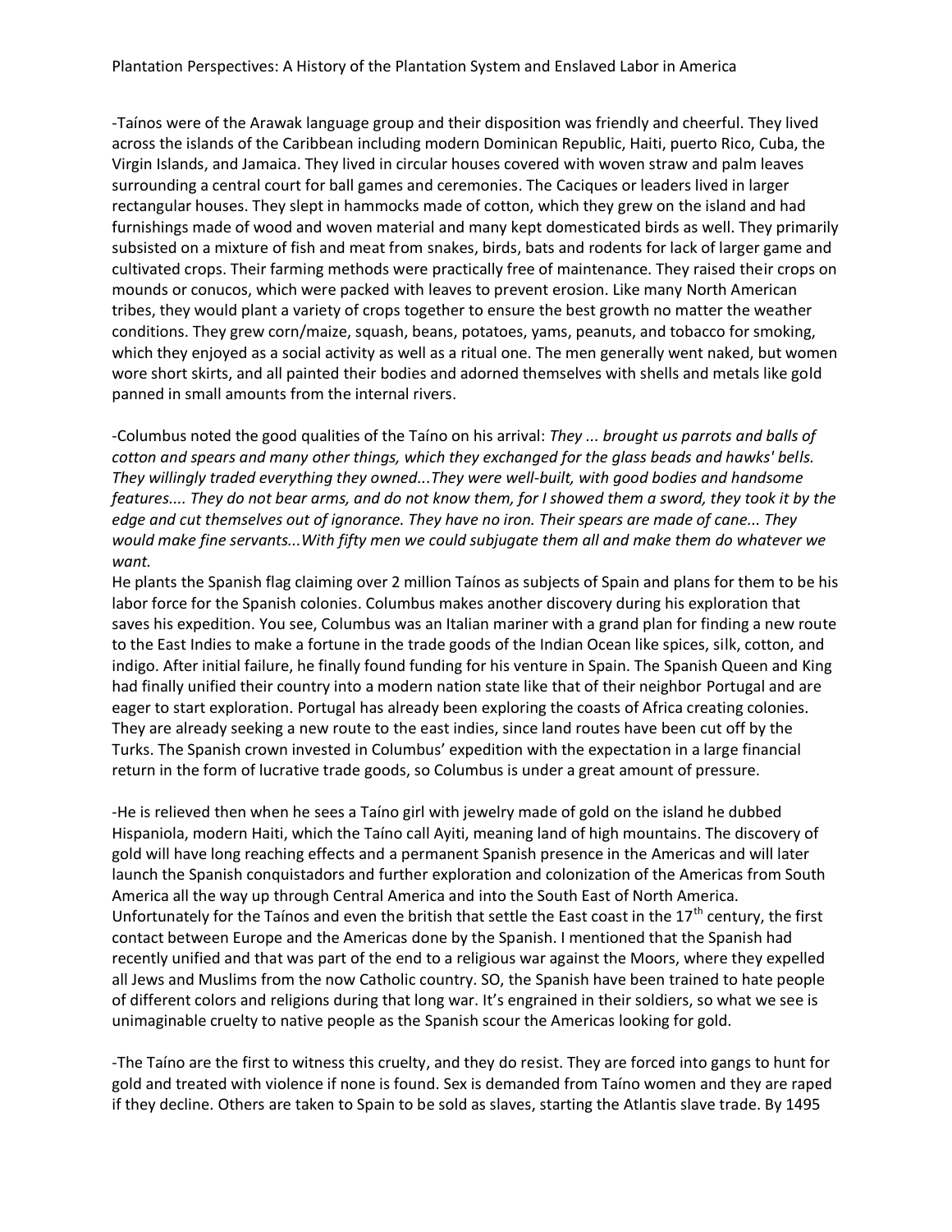-Taínos were of the Arawak language group and their disposition was friendly and cheerful. They lived across the islands of the Caribbean including modern Dominican Republic, Haiti, puerto Rico, Cuba, the Virgin Islands, and Jamaica. They lived in circular houses covered with woven straw and palm leaves surrounding a central court for ball games and ceremonies. The Caciques or leaders lived in larger rectangular houses. They slept in hammocks made of cotton, which they grew on the island and had furnishings made of wood and woven material and many kept domesticated birds as well. They primarily subsisted on a mixture of fish and meat from snakes, birds, bats and rodents for lack of larger game and cultivated crops. Their farming methods were practically free of maintenance. They raised their crops on mounds or conucos, which were packed with leaves to prevent erosion. Like many North American tribes, they would plant a variety of crops together to ensure the best growth no matter the weather conditions. They grew corn/maize, squash, beans, potatoes, yams, peanuts, and tobacco for smoking, which they enjoyed as a social activity as well as a ritual one. The men generally went naked, but women wore short skirts, and all painted their bodies and adorned themselves with shells and metals like gold panned in small amounts from the internal rivers.

-Columbus noted the good qualities of the Taíno on his arrival: *They ... brought us parrots and balls of cotton and spears and many other things, which they exchanged for the glass beads and hawks' bells. They willingly traded everything they owned...They were well-built, with good bodies and handsome features.... They do not bear arms, and do not know them, for I showed them a sword, they took it by the edge and cut themselves out of ignorance. They have no iron. Their spears are made of cane... They would make fine servants...With fifty men we could subjugate them all and make them do whatever we want.*

He plants the Spanish flag claiming over 2 million Taínos as subjects of Spain and plans for them to be his labor force for the Spanish colonies. Columbus makes another discovery during his exploration that saves his expedition. You see, Columbus was an Italian mariner with a grand plan for finding a new route to the East Indies to make a fortune in the trade goods of the Indian Ocean like spices, silk, cotton, and indigo. After initial failure, he finally found funding for his venture in Spain. The Spanish Queen and King had finally unified their country into a modern nation state like that of their neighbor Portugal and are eager to start exploration. Portugal has already been exploring the coasts of Africa creating colonies. They are already seeking a new route to the east indies, since land routes have been cut off by the Turks. The Spanish crown invested in Columbus' expedition with the expectation in a large financial return in the form of lucrative trade goods, so Columbus is under a great amount of pressure.

-He is relieved then when he sees a Taíno girl with jewelry made of gold on the island he dubbed Hispaniola, modern Haiti, which the Taíno call Ayiti, meaning land of high mountains. The discovery of gold will have long reaching effects and a permanent Spanish presence in the Americas and will later launch the Spanish conquistadors and further exploration and colonization of the Americas from South America all the way up through Central America and into the South East of North America. Unfortunately for the Taínos and even the british that settle the East coast in the 17th century, the first contact between Europe and the Americas done by the Spanish. I mentioned that the Spanish had recently unified and that was part of the end to a religious war against the Moors, where they expelled all Jews and Muslims from the now Catholic country. SO, the Spanish have been trained to hate people of different colors and religions during that long war. It's engrained in their soldiers, so what we see is unimaginable cruelty to native people as the Spanish scour the Americas looking for gold.

-The Taíno are the first to witness this cruelty, and they do resist. They are forced into gangs to hunt for gold and treated with violence if none is found. Sex is demanded from Taíno women and they are raped if they decline. Others are taken to Spain to be sold as slaves, starting the Atlantis slave trade. By 1495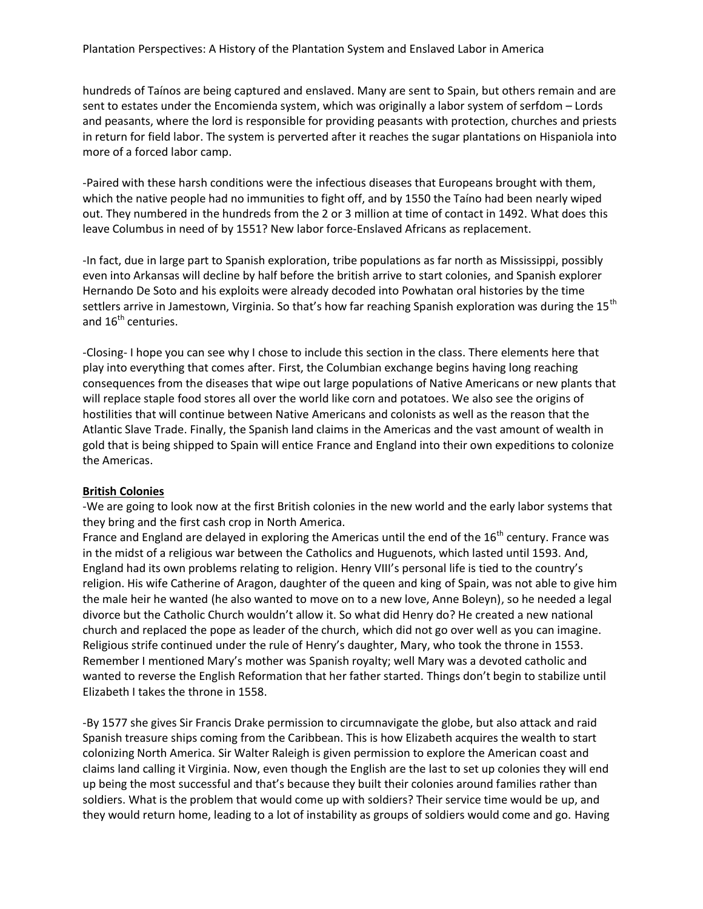hundreds of Taínos are being captured and enslaved. Many are sent to Spain, but others remain and are sent to estates under the Encomienda system, which was originally a labor system of serfdom – Lords and peasants, where the lord is responsible for providing peasants with protection, churches and priests in return for field labor. The system is perverted after it reaches the sugar plantations on Hispaniola into more of a forced labor camp.

-Paired with these harsh conditions were the infectious diseases that Europeans brought with them, which the native people had no immunities to fight off, and by 1550 the Taíno had been nearly wiped out. They numbered in the hundreds from the 2 or 3 million at time of contact in 1492. What does this leave Columbus in need of by 1551? New labor force-Enslaved Africans as replacement.

-In fact, due in large part to Spanish exploration, tribe populations as far north as Mississippi, possibly even into Arkansas will decline by half before the british arrive to start colonies, and Spanish explorer Hernando De Soto and his exploits were already decoded into Powhatan oral histories by the time settlers arrive in Jamestown, Virginia. So that's how far reaching Spanish exploration was during the 15th and 16th centuries.

-Closing- I hope you can see why I chose to include this section in the class. There elements here that play into everything that comes after. First, the Columbian exchange begins having long reaching consequences from the diseases that wipe out large populations of Native Americans or new plants that will replace staple food stores all over the world like corn and potatoes. We also see the origins of hostilities that will continue between Native Americans and colonists as well as the reason that the Atlantic Slave Trade. Finally, the Spanish land claims in the Americas and the vast amount of wealth in gold that is being shipped to Spain will entice France and England into their own expeditions to colonize the Americas.

## British Colonies

-We are going to look now at the first British colonies in the new world and the early labor systems that they bring and the first cash crop in North America.
France and England are delayed in exploring the Americas until the end of the 16th century. France was in the midst of a religious war between the Catholics and Huguenots, which lasted until 1593. And, England had its own problems relating to religion. Henry VIII's personal life is tied to the country's religion. His wife Catherine of Aragon, daughter of the queen and king of Spain, was not able to give him the male heir he wanted (he also wanted to move on to a new love, Anne Boleyn), so he needed a legal divorce but the Catholic Church wouldn't allow it. So what did Henry do? He created a new national church and replaced the pope as leader of the church, which did not go over well as you can imagine. Religious strife continued under the rule of Henry's daughter, Mary, who took the throne in 1553. Remember I mentioned Mary's mother was Spanish royalty; well Mary was a devoted catholic and wanted to reverse the English Reformation that her father started. Things don't begin to stabilize until Elizabeth I takes the throne in 1558.

-By 1577 she gives Sir Francis Drake permission to circumnavigate the globe, but also attack and raid Spanish treasure ships coming from the Caribbean. This is how Elizabeth acquires the wealth to start colonizing North America. Sir Walter Raleigh is given permission to explore the American coast and claims land calling it Virginia. Now, even though the English are the last to set up colonies they will end up being the most successful and that's because they built their colonies around families rather than soldiers. What is the problem that would come up with soldiers? Their service time would be up, and they would return home, leading to a lot of instability as groups of soldiers would come and go. Having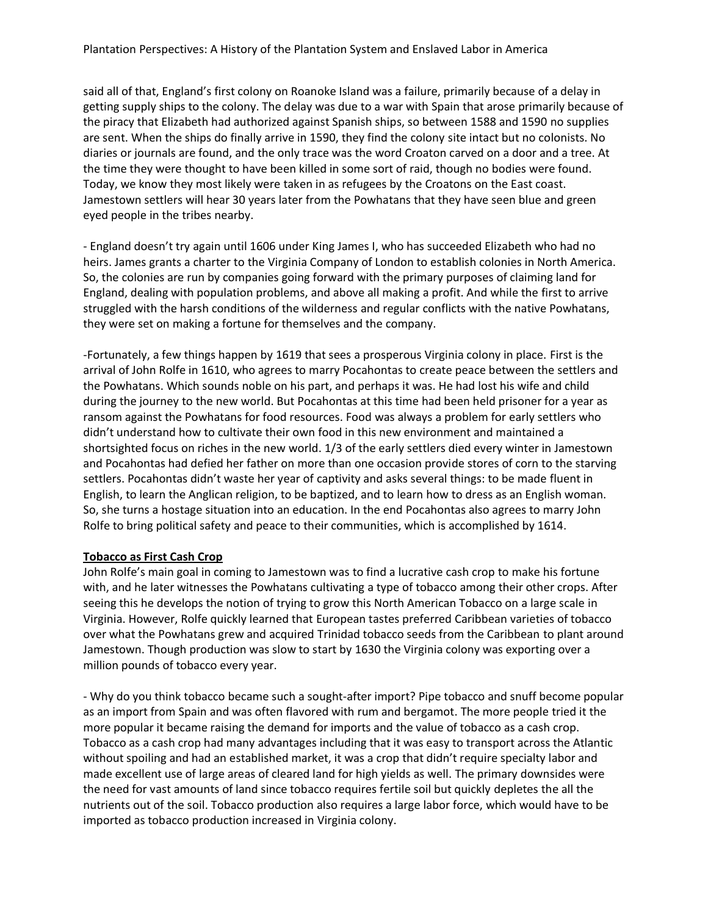said all of that, England's first colony on Roanoke Island was a failure, primarily because of a delay in getting supply ships to the colony. The delay was due to a war with Spain that arose primarily because of the piracy that Elizabeth had authorized against Spanish ships, so between 1588 and 1590 no supplies are sent. When the ships do finally arrive in 1590, they find the colony site intact but no colonists. No diaries or journals are found, and the only trace was the word Croaton carved on a door and a tree. At the time they were thought to have been killed in some sort of raid, though no bodies were found. Today, we know they most likely were taken in as refugees by the Croatons on the East coast. Jamestown settlers will hear 30 years later from the Powhatans that they have seen blue and green eyed people in the tribes nearby.

- England doesn't try again until 1606 under King James I, who has succeeded Elizabeth who had no heirs. James grants a charter to the Virginia Company of London to establish colonies in North America. So, the colonies are run by companies going forward with the primary purposes of claiming land for England, dealing with population problems, and above all making a profit. And while the first to arrive struggled with the harsh conditions of the wilderness and regular conflicts with the native Powhatans, they were set on making a fortune for themselves and the company.

-Fortunately, a few things happen by 1619 that sees a prosperous Virginia colony in place. First is the arrival of John Rolfe in 1610, who agrees to marry Pocahontas to create peace between the settlers and the Powhatans. Which sounds noble on his part, and perhaps it was. He had lost his wife and child during the journey to the new world. But Pocahontas at this time had been held prisoner for a year as ransom against the Powhatans for food resources. Food was always a problem for early settlers who didn't understand how to cultivate their own food in this new environment and maintained a shortsighted focus on riches in the new world. 1/3 of the early settlers died every winter in Jamestown and Pocahontas had defied her father on more than one occasion provide stores of corn to the starving settlers. Pocahontas didn't waste her year of captivity and asks several things: to be made fluent in English, to learn the Anglican religion, to be baptized, and to learn how to dress as an English woman. So, she turns a hostage situation into an education. In the end Pocahontas also agrees to marry John Rolfe to bring political safety and peace to their communities, which is accomplished by 1614.

**Tobacco as First Cash Crop**

John Rolfe's main goal in coming to Jamestown was to find a lucrative cash crop to make his fortune with, and he later witnesses the Powhatans cultivating a type of tobacco among their other crops. After seeing this he develops the notion of trying to grow this North American Tobacco on a large scale in Virginia. However, Rolfe quickly learned that European tastes preferred Caribbean varieties of tobacco over what the Powhatans grew and acquired Trinidad tobacco seeds from the Caribbean to plant around Jamestown. Though production was slow to start by 1630 the Virginia colony was exporting over a million pounds of tobacco every year.

- Why do you think tobacco became such a sought-after import? Pipe tobacco and snuff become popular as an import from Spain and was often flavored with rum and bergamot. The more people tried it the more popular it became raising the demand for imports and the value of tobacco as a cash crop. Tobacco as a cash crop had many advantages including that it was easy to transport across the Atlantic without spoiling and had an established market, it was a crop that didn't require specialty labor and made excellent use of large areas of cleared land for high yields as well. The primary downsides were the need for vast amounts of land since tobacco requires fertile soil but quickly depletes the all the nutrients out of the soil. Tobacco production also requires a large labor force, which would have to be imported as tobacco production increased in Virginia colony.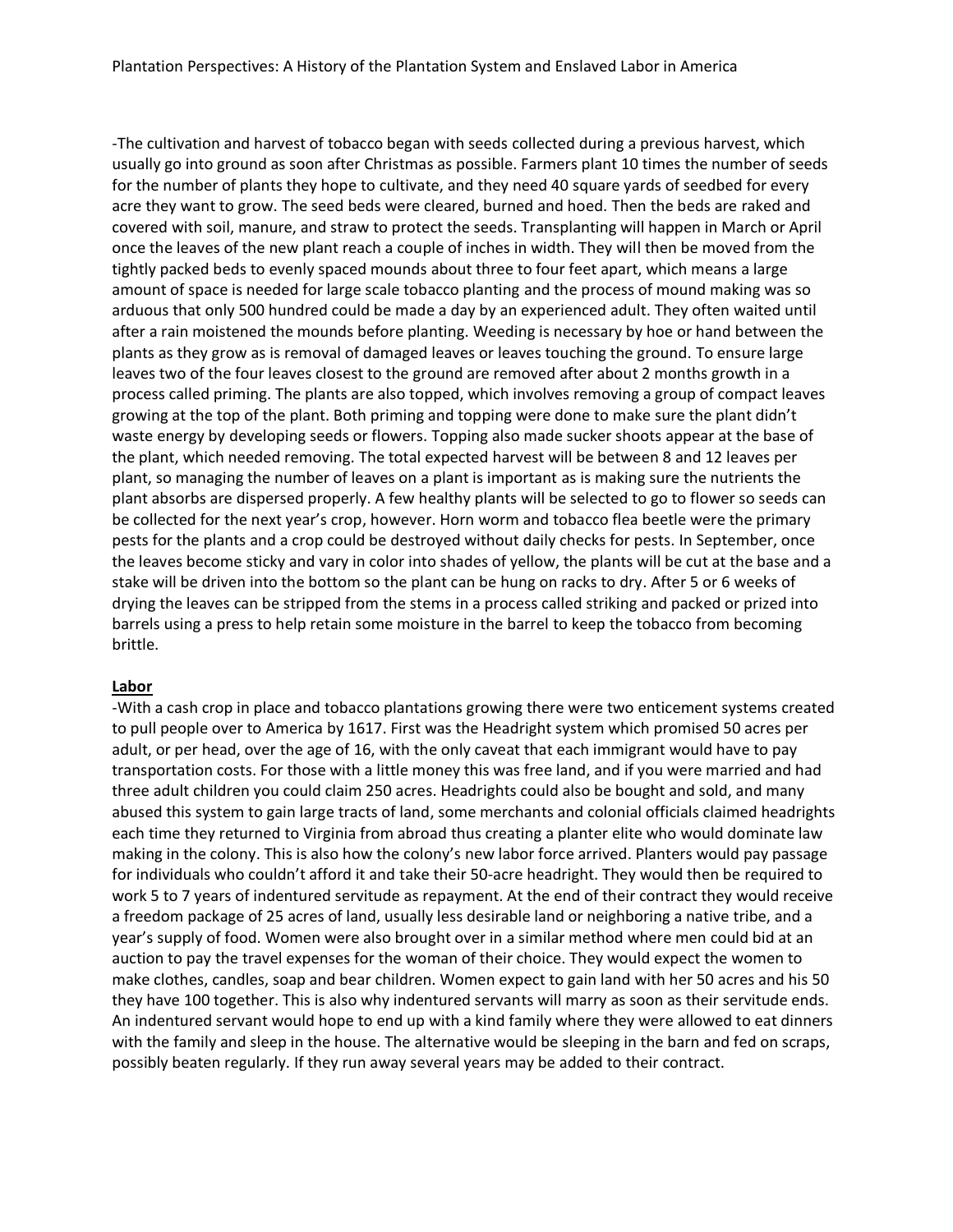-The cultivation and harvest of tobacco began with seeds collected during a previous harvest, which usually go into ground as soon after Christmas as possible. Farmers plant 10 times the number of seeds for the number of plants they hope to cultivate, and they need 40 square yards of seedbed for every acre they want to grow. The seed beds were cleared, burned and hoed. Then the beds are raked and covered with soil, manure, and straw to protect the seeds. Transplanting will happen in March or April once the leaves of the new plant reach a couple of inches in width. They will then be moved from the tightly packed beds to evenly spaced mounds about three to four feet apart, which means a large amount of space is needed for large scale tobacco planting and the process of mound making was so arduous that only 500 hundred could be made a day by an experienced adult. They often waited until after a rain moistened the mounds before planting. Weeding is necessary by hoe or hand between the plants as they grow as is removal of damaged leaves or leaves touching the ground. To ensure large leaves two of the four leaves closest to the ground are removed after about 2 months growth in a process called priming. The plants are also topped, which involves removing a group of compact leaves growing at the top of the plant. Both priming and topping were done to make sure the plant didn't waste energy by developing seeds or flowers. Topping also made sucker shoots appear at the base of the plant, which needed removing. The total expected harvest will be between 8 and 12 leaves per plant, so managing the number of leaves on a plant is important as is making sure the nutrients the plant absorbs are dispersed properly. A few healthy plants will be selected to go to flower so seeds can be collected for the next year's crop, however. Horn worm and tobacco flea beetle were the primary pests for the plants and a crop could be destroyed without daily checks for pests. In September, once the leaves become sticky and vary in color into shades of yellow, the plants will be cut at the base and a stake will be driven into the bottom so the plant can be hung on racks to dry. After 5 or 6 weeks of drying the leaves can be stripped from the stems in a process called striking and packed or prized into barrels using a press to help retain some moisture in the barrel to keep the tobacco from becoming brittle.

## Labor

-With a cash crop in place and tobacco plantations growing there were two enticement systems created to pull people over to America by 1617. First was the Headright system which promised 50 acres per adult, or per head, over the age of 16, with the only caveat that each immigrant would have to pay transportation costs. For those with a little money this was free land, and if you were married and had three adult children you could claim 250 acres. Headrights could also be bought and sold, and many abused this system to gain large tracts of land, some merchants and colonial officials claimed headrights each time they returned to Virginia from abroad thus creating a planter elite who would dominate law making in the colony. This is also how the colony's new labor force arrived. Planters would pay passage for individuals who couldn't afford it and take their 50-acre headright. They would then be required to work 5 to 7 years of indentured servitude as repayment. At the end of their contract they would receive a freedom package of 25 acres of land, usually less desirable land or neighboring a native tribe, and a year's supply of food. Women were also brought over in a similar method where men could bid at an auction to pay the travel expenses for the woman of their choice. They would expect the women to make clothes, candles, soap and bear children. Women expect to gain land with her 50 acres and his 50 they have 100 together. This is also why indentured servants will marry as soon as their servitude ends. An indentured servant would hope to end up with a kind family where they were allowed to eat dinners with the family and sleep in the house. The alternative would be sleeping in the barn and fed on scraps, possibly beaten regularly. If they run away several years may be added to their contract.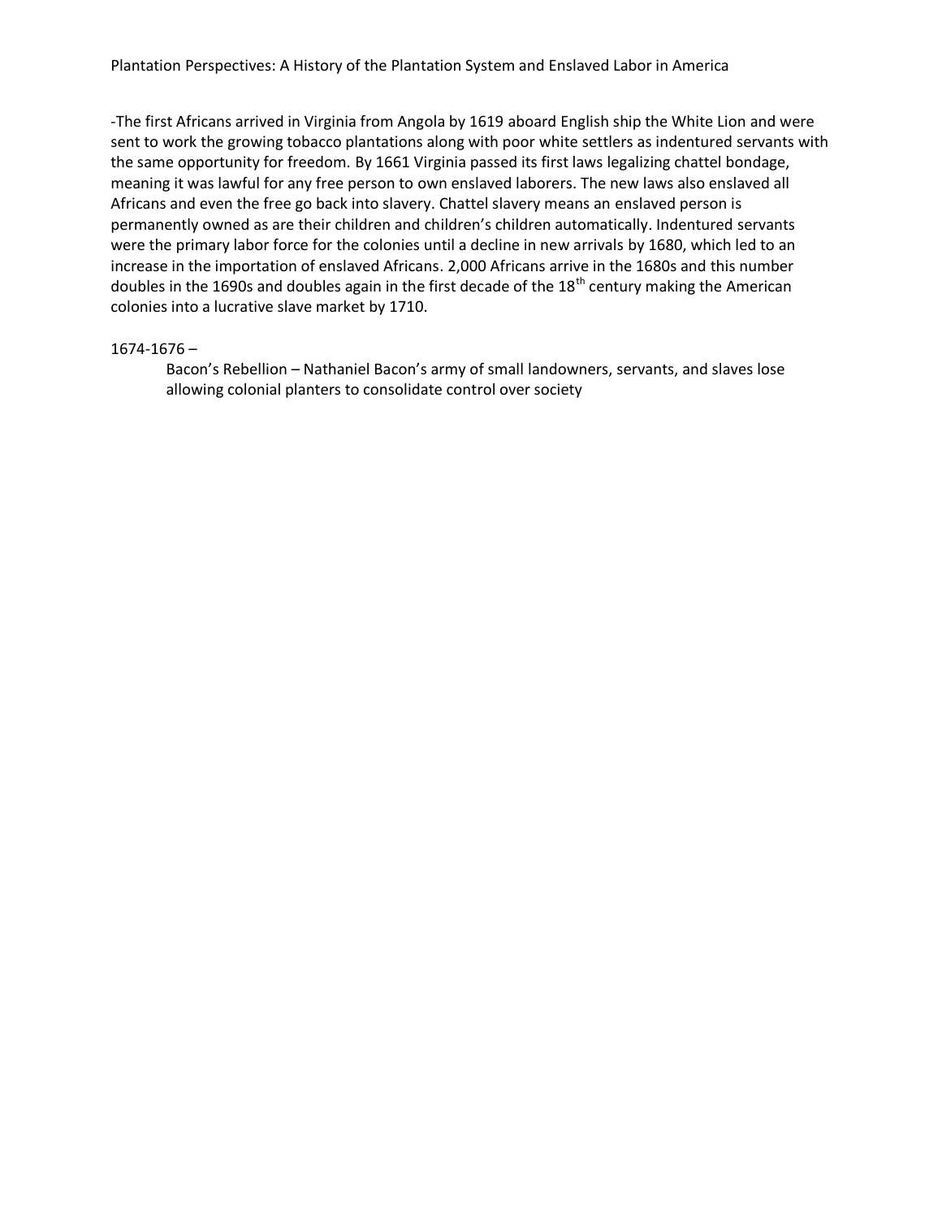-The first Africans arrived in Virginia from Angola by 1619 aboard English ship the White Lion and were sent to work the growing tobacco plantations along with poor white settlers as indentured servants with the same opportunity for freedom. By 1661 Virginia passed its first laws legalizing chattel bondage, meaning it was lawful for any free person to own enslaved laborers. The new laws also enslaved all Africans and even the free go back into slavery. Chattel slavery means an enslaved person is permanently owned as are their children and children's children automatically. Indentured servants were the primary labor force for the colonies until a decline in new arrivals by 1680, which led to an increase in the importation of enslaved Africans. 2,000 Africans arrive in the 1680s and this number doubles in the 1690s and doubles again in the first decade of the 18th century making the American colonies into a lucrative slave market by 1710.

1674-1676 –

Bacon's Rebellion – Nathaniel Bacon's army of small landowners, servants, and slaves lose allowing colonial planters to consolidate control over society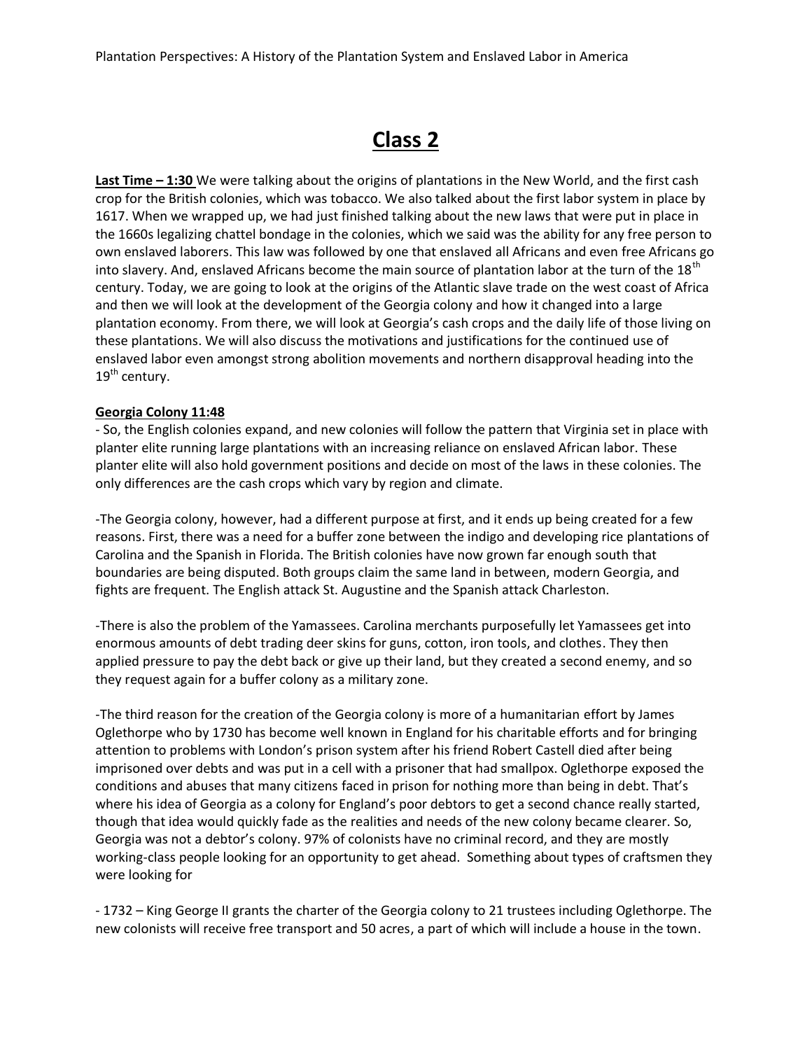# Class 2

**Last Time – 1:30** We were talking about the origins of plantations in the New World, and the first cash crop for the British colonies, which was tobacco. We also talked about the first labor system in place by 1617. When we wrapped up, we had just finished talking about the new laws that were put in place in the 1660s legalizing chattel bondage in the colonies, which we said was the ability for any free person to own enslaved laborers. This law was followed by one that enslaved all Africans and even free Africans go into slavery. And, enslaved Africans become the main source of plantation labor at the turn of the 18th century. Today, we are going to look at the origins of the Atlantic slave trade on the west coast of Africa and then we will look at the development of the Georgia colony and how it changed into a large plantation economy. From there, we will look at Georgia's cash crops and the daily life of those living on these plantations. We will also discuss the motivations and justifications for the continued use of enslaved labor even amongst strong abolition movements and northern disapproval heading into the 19th century.

**Georgia Colony 11:48**

- So, the English colonies expand, and new colonies will follow the pattern that Virginia set in place with planter elite running large plantations with an increasing reliance on enslaved African labor. These planter elite will also hold government positions and decide on most of the laws in these colonies. The only differences are the cash crops which vary by region and climate.

-The Georgia colony, however, had a different purpose at first, and it ends up being created for a few reasons. First, there was a need for a buffer zone between the indigo and developing rice plantations of Carolina and the Spanish in Florida. The British colonies have now grown far enough south that boundaries are being disputed. Both groups claim the same land in between, modern Georgia, and fights are frequent. The English attack St. Augustine and the Spanish attack Charleston.

-There is also the problem of the Yamassees. Carolina merchants purposefully let Yamassees get into enormous amounts of debt trading deer skins for guns, cotton, iron tools, and clothes. They then applied pressure to pay the debt back or give up their land, but they created a second enemy, and so they request again for a buffer colony as a military zone.

-The third reason for the creation of the Georgia colony is more of a humanitarian effort by James Oglethorpe who by 1730 has become well known in England for his charitable efforts and for bringing attention to problems with London's prison system after his friend Robert Castell died after being imprisoned over debts and was put in a cell with a prisoner that had smallpox. Oglethorpe exposed the conditions and abuses that many citizens faced in prison for nothing more than being in debt. That's where his idea of Georgia as a colony for England's poor debtors to get a second chance really started, though that idea would quickly fade as the realities and needs of the new colony became clearer. So, Georgia was not a debtor's colony. 97% of colonists have no criminal record, and they are mostly working-class people looking for an opportunity to get ahead. Something about types of craftsmen they were looking for

- 1732 – King George II grants the charter of the Georgia colony to 21 trustees including Oglethorpe. The new colonists will receive free transport and 50 acres, a part of which will include a house in the town.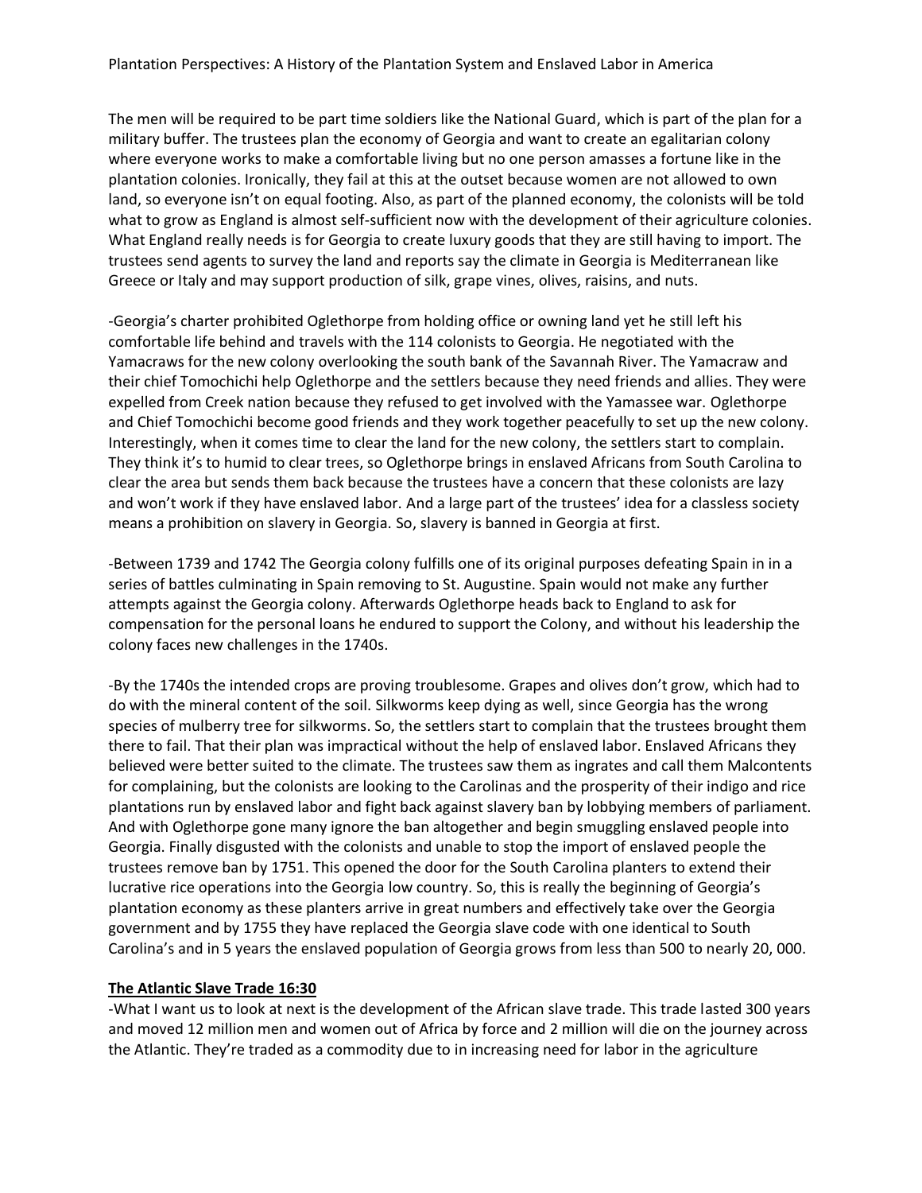The men will be required to be part time soldiers like the National Guard, which is part of the plan for a military buffer. The trustees plan the economy of Georgia and want to create an egalitarian colony where everyone works to make a comfortable living but no one person amasses a fortune like in the plantation colonies. Ironically, they fail at this at the outset because women are not allowed to own land, so everyone isn't on equal footing. Also, as part of the planned economy, the colonists will be told what to grow as England is almost self-sufficient now with the development of their agriculture colonies. What England really needs is for Georgia to create luxury goods that they are still having to import. The trustees send agents to survey the land and reports say the climate in Georgia is Mediterranean like Greece or Italy and may support production of silk, grape vines, olives, raisins, and nuts.

-Georgia's charter prohibited Oglethorpe from holding office or owning land yet he still left his comfortable life behind and travels with the 114 colonists to Georgia. He negotiated with the Yamacraws for the new colony overlooking the south bank of the Savannah River. The Yamacraw and their chief Tomochichi help Oglethorpe and the settlers because they need friends and allies. They were expelled from Creek nation because they refused to get involved with the Yamassee war. Oglethorpe and Chief Tomochichi become good friends and they work together peacefully to set up the new colony. Interestingly, when it comes time to clear the land for the new colony, the settlers start to complain. They think it's to humid to clear trees, so Oglethorpe brings in enslaved Africans from South Carolina to clear the area but sends them back because the trustees have a concern that these colonists are lazy and won't work if they have enslaved labor. And a large part of the trustees' idea for a classless society means a prohibition on slavery in Georgia. So, slavery is banned in Georgia at first.

-Between 1739 and 1742 The Georgia colony fulfills one of its original purposes defeating Spain in in a series of battles culminating in Spain removing to St. Augustine. Spain would not make any further attempts against the Georgia colony. Afterwards Oglethorpe heads back to England to ask for compensation for the personal loans he endured to support the Colony, and without his leadership the colony faces new challenges in the 1740s.

-By the 1740s the intended crops are proving troublesome. Grapes and olives don't grow, which had to do with the mineral content of the soil. Silkworms keep dying as well, since Georgia has the wrong species of mulberry tree for silkworms. So, the settlers start to complain that the trustees brought them there to fail. That their plan was impractical without the help of enslaved labor. Enslaved Africans they believed were better suited to the climate. The trustees saw them as ingrates and call them Malcontents for complaining, but the colonists are looking to the Carolinas and the prosperity of their indigo and rice plantations run by enslaved labor and fight back against slavery ban by lobbying members of parliament. And with Oglethorpe gone many ignore the ban altogether and begin smuggling enslaved people into Georgia. Finally disgusted with the colonists and unable to stop the import of enslaved people the trustees remove ban by 1751. This opened the door for the South Carolina planters to extend their lucrative rice operations into the Georgia low country. So, this is really the beginning of Georgia's plantation economy as these planters arrive in great numbers and effectively take over the Georgia government and by 1755 they have replaced the Georgia slave code with one identical to South Carolina's and in 5 years the enslaved population of Georgia grows from less than 500 to nearly 20, 000.

**The Atlantic Slave Trade 16:30**

-What I want us to look at next is the development of the African slave trade. This trade lasted 300 years and moved 12 million men and women out of Africa by force and 2 million will die on the journey across the Atlantic. They're traded as a commodity due to in increasing need for labor in the agriculture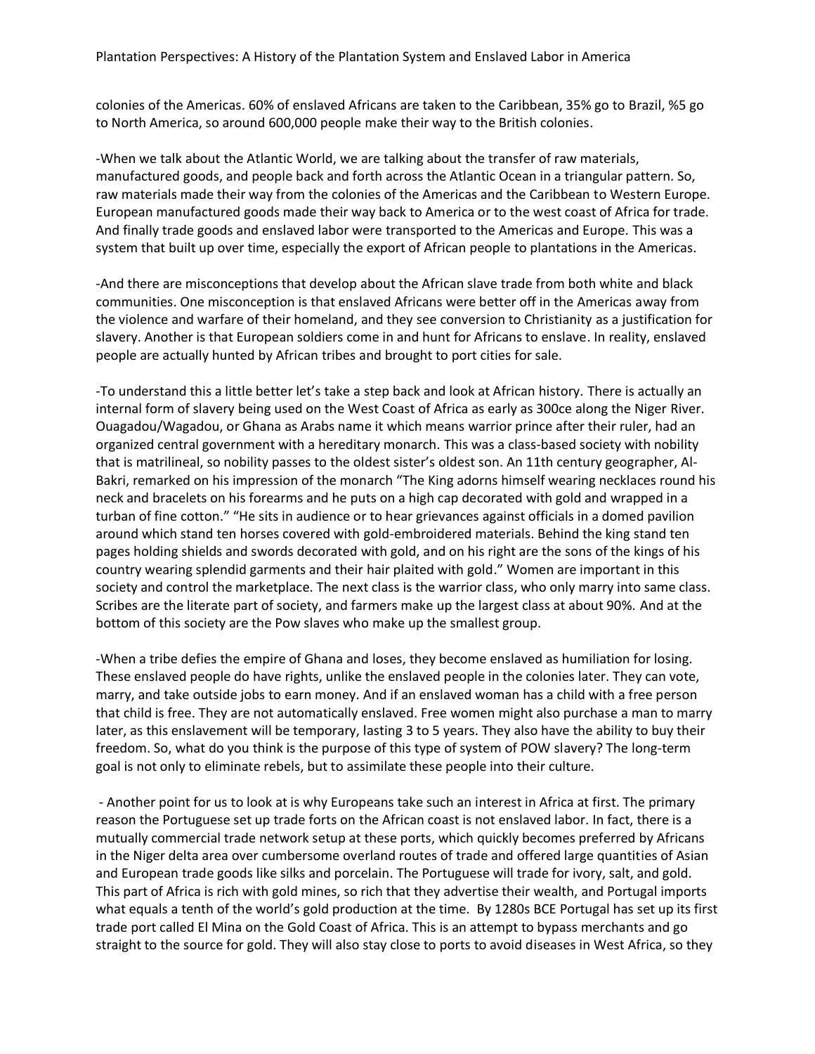colonies of the Americas. 60% of enslaved Africans are taken to the Caribbean, 35% go to Brazil, %5 go to North America, so around 600,000 people make their way to the British colonies.

-When we talk about the Atlantic World, we are talking about the transfer of raw materials, manufactured goods, and people back and forth across the Atlantic Ocean in a triangular pattern. So, raw materials made their way from the colonies of the Americas and the Caribbean to Western Europe. European manufactured goods made their way back to America or to the west coast of Africa for trade. And finally trade goods and enslaved labor were transported to the Americas and Europe. This was a system that built up over time, especially the export of African people to plantations in the Americas.

-And there are misconceptions that develop about the African slave trade from both white and black communities. One misconception is that enslaved Africans were better off in the Americas away from the violence and warfare of their homeland, and they see conversion to Christianity as a justification for slavery. Another is that European soldiers come in and hunt for Africans to enslave. In reality, enslaved people are actually hunted by African tribes and brought to port cities for sale.

-To understand this a little better let's take a step back and look at African history. There is actually an internal form of slavery being used on the West Coast of Africa as early as 300ce along the Niger River. Ouagadou/Wagadou, or Ghana as Arabs name it which means warrior prince after their ruler, had an organized central government with a hereditary monarch. This was a class-based society with nobility that is matrilineal, so nobility passes to the oldest sister's oldest son. An 11th century geographer, Al-Bakri, remarked on his impression of the monarch "The King adorns himself wearing necklaces round his neck and bracelets on his forearms and he puts on a high cap decorated with gold and wrapped in a turban of fine cotton." "He sits in audience or to hear grievances against officials in a domed pavilion around which stand ten horses covered with gold-embroidered materials. Behind the king stand ten pages holding shields and swords decorated with gold, and on his right are the sons of the kings of his country wearing splendid garments and their hair plaited with gold." Women are important in this society and control the marketplace. The next class is the warrior class, who only marry into same class. Scribes are the literate part of society, and farmers make up the largest class at about 90%. And at the bottom of this society are the Pow slaves who make up the smallest group.

-When a tribe defies the empire of Ghana and loses, they become enslaved as humiliation for losing. These enslaved people do have rights, unlike the enslaved people in the colonies later. They can vote, marry, and take outside jobs to earn money. And if an enslaved woman has a child with a free person that child is free. They are not automatically enslaved. Free women might also purchase a man to marry later, as this enslavement will be temporary, lasting 3 to 5 years. They also have the ability to buy their freedom. So, what do you think is the purpose of this type of system of POW slavery? The long-term goal is not only to eliminate rebels, but to assimilate these people into their culture.

- Another point for us to look at is why Europeans take such an interest in Africa at first. The primary reason the Portuguese set up trade forts on the African coast is not enslaved labor. In fact, there is a mutually commercial trade network setup at these ports, which quickly becomes preferred by Africans in the Niger delta area over cumbersome overland routes of trade and offered large quantities of Asian and European trade goods like silks and porcelain. The Portuguese will trade for ivory, salt, and gold. This part of Africa is rich with gold mines, so rich that they advertise their wealth, and Portugal imports what equals a tenth of the world's gold production at the time. By 1280s BCE Portugal has set up its first trade port called El Mina on the Gold Coast of Africa. This is an attempt to bypass merchants and go straight to the source for gold. They will also stay close to ports to avoid diseases in West Africa, so they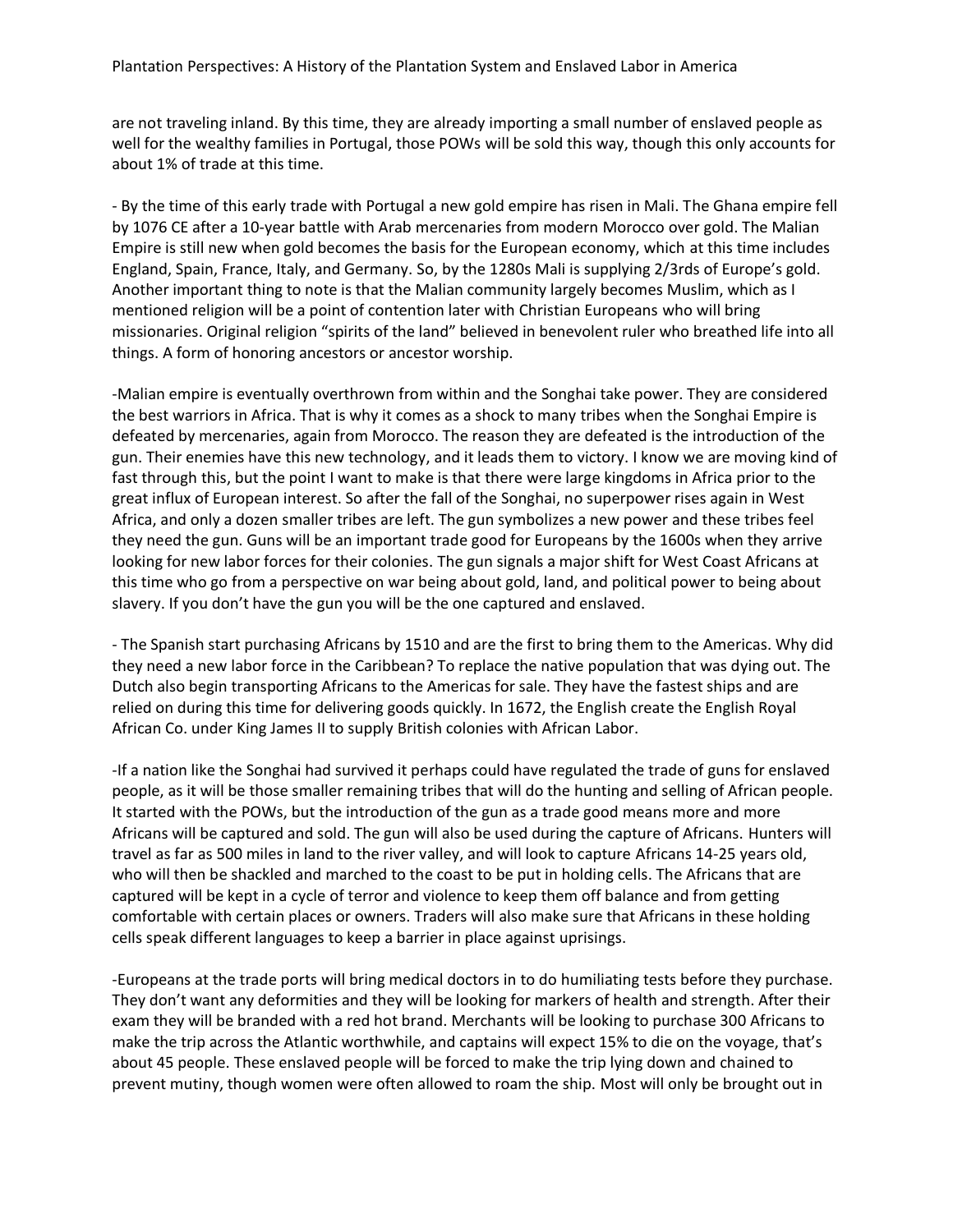are not traveling inland. By this time, they are already importing a small number of enslaved people as well for the wealthy families in Portugal, those POWs will be sold this way, though this only accounts for about 1% of trade at this time.

- By the time of this early trade with Portugal a new gold empire has risen in Mali. The Ghana empire fell by 1076 CE after a 10-year battle with Arab mercenaries from modern Morocco over gold. The Malian Empire is still new when gold becomes the basis for the European economy, which at this time includes England, Spain, France, Italy, and Germany. So, by the 1280s Mali is supplying 2/3rds of Europe's gold. Another important thing to note is that the Malian community largely becomes Muslim, which as I mentioned religion will be a point of contention later with Christian Europeans who will bring missionaries. Original religion "spirits of the land" believed in benevolent ruler who breathed life into all things. A form of honoring ancestors or ancestor worship.

-Malian empire is eventually overthrown from within and the Songhai take power. They are considered the best warriors in Africa. That is why it comes as a shock to many tribes when the Songhai Empire is defeated by mercenaries, again from Morocco. The reason they are defeated is the introduction of the gun. Their enemies have this new technology, and it leads them to victory. I know we are moving kind of fast through this, but the point I want to make is that there were large kingdoms in Africa prior to the great influx of European interest. So after the fall of the Songhai, no superpower rises again in West Africa, and only a dozen smaller tribes are left. The gun symbolizes a new power and these tribes feel they need the gun. Guns will be an important trade good for Europeans by the 1600s when they arrive looking for new labor forces for their colonies. The gun signals a major shift for West Coast Africans at this time who go from a perspective on war being about gold, land, and political power to being about slavery. If you don't have the gun you will be the one captured and enslaved.

- The Spanish start purchasing Africans by 1510 and are the first to bring them to the Americas. Why did they need a new labor force in the Caribbean? To replace the native population that was dying out. The Dutch also begin transporting Africans to the Americas for sale. They have the fastest ships and are relied on during this time for delivering goods quickly. In 1672, the English create the English Royal African Co. under King James II to supply British colonies with African Labor.

-If a nation like the Songhai had survived it perhaps could have regulated the trade of guns for enslaved people, as it will be those smaller remaining tribes that will do the hunting and selling of African people. It started with the POWs, but the introduction of the gun as a trade good means more and more Africans will be captured and sold. The gun will also be used during the capture of Africans. Hunters will travel as far as 500 miles in land to the river valley, and will look to capture Africans 14-25 years old, who will then be shackled and marched to the coast to be put in holding cells. The Africans that are captured will be kept in a cycle of terror and violence to keep them off balance and from getting comfortable with certain places or owners. Traders will also make sure that Africans in these holding cells speak different languages to keep a barrier in place against uprisings.

-Europeans at the trade ports will bring medical doctors in to do humiliating tests before they purchase. They don't want any deformities and they will be looking for markers of health and strength. After their exam they will be branded with a red hot brand. Merchants will be looking to purchase 300 Africans to make the trip across the Atlantic worthwhile, and captains will expect 15% to die on the voyage, that's about 45 people. These enslaved people will be forced to make the trip lying down and chained to prevent mutiny, though women were often allowed to roam the ship. Most will only be brought out in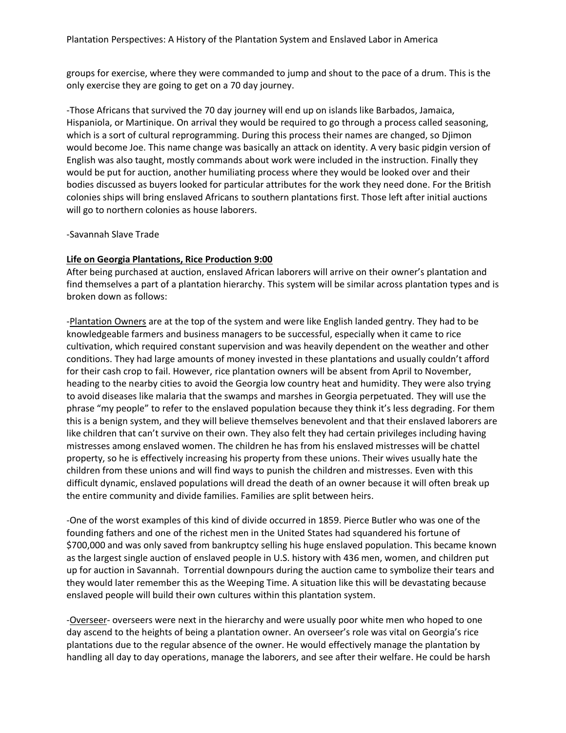groups for exercise, where they were commanded to jump and shout to the pace of a drum. This is the only exercise they are going to get on a 70 day journey.

-Those Africans that survived the 70 day journey will end up on islands like Barbados, Jamaica, Hispaniola, or Martinique. On arrival they would be required to go through a process called seasoning, which is a sort of cultural reprogramming. During this process their names are changed, so Djimon would become Joe. This name change was basically an attack on identity. A very basic pidgin version of English was also taught, mostly commands about work were included in the instruction. Finally they would be put for auction, another humiliating process where they would be looked over and their bodies discussed as buyers looked for particular attributes for the work they need done. For the British colonies ships will bring enslaved Africans to southern plantations first. Those left after initial auctions will go to northern colonies as house laborers.

-Savannah Slave Trade

**<u>Life on Georgia Plantations, Rice Production 9:00</u>**

After being purchased at auction, enslaved African laborers will arrive on their owner's plantation and find themselves a part of a plantation hierarchy. This system will be similar across plantation types and is broken down as follows:

-<u>Plantation Owners</u> are at the top of the system and were like English landed gentry. They had to be knowledgeable farmers and business managers to be successful, especially when it came to rice cultivation, which required constant supervision and was heavily dependent on the weather and other conditions. They had large amounts of money invested in these plantations and usually couldn't afford for their cash crop to fail. However, rice plantation owners will be absent from April to November, heading to the nearby cities to avoid the Georgia low country heat and humidity. They were also trying to avoid diseases like malaria that the swamps and marshes in Georgia perpetuated. They will use the phrase "my people" to refer to the enslaved population because they think it's less degrading. For them this is a benign system, and they will believe themselves benevolent and that their enslaved laborers are like children that can't survive on their own. They also felt they had certain privileges including having mistresses among enslaved women. The children he has from his enslaved mistresses will be chattel property, so he is effectively increasing his property from these unions. Their wives usually hate the children from these unions and will find ways to punish the children and mistresses. Even with this difficult dynamic, enslaved populations will dread the death of an owner because it will often break up the entire community and divide families. Families are split between heirs.

-One of the worst examples of this kind of divide occurred in 1859. Pierce Butler who was one of the founding fathers and one of the richest men in the United States had squandered his fortune of $700,000 and was only saved from bankruptcy selling his huge enslaved population. This became known as the largest single auction of enslaved people in U.S. history with 436 men, women, and children put up for auction in Savannah. Torrential downpours during the auction came to symbolize their tears and they would later remember this as the Weeping Time. A situation like this will be devastating because enslaved people will build their own cultures within this plantation system.

-<u>Overseer</u>- overseers were next in the hierarchy and were usually poor white men who hoped to one day ascend to the heights of being a plantation owner. An overseer's role was vital on Georgia's rice plantations due to the regular absence of the owner. He would effectively manage the plantation by handling all day to day operations, manage the laborers, and see after their welfare. He could be harsh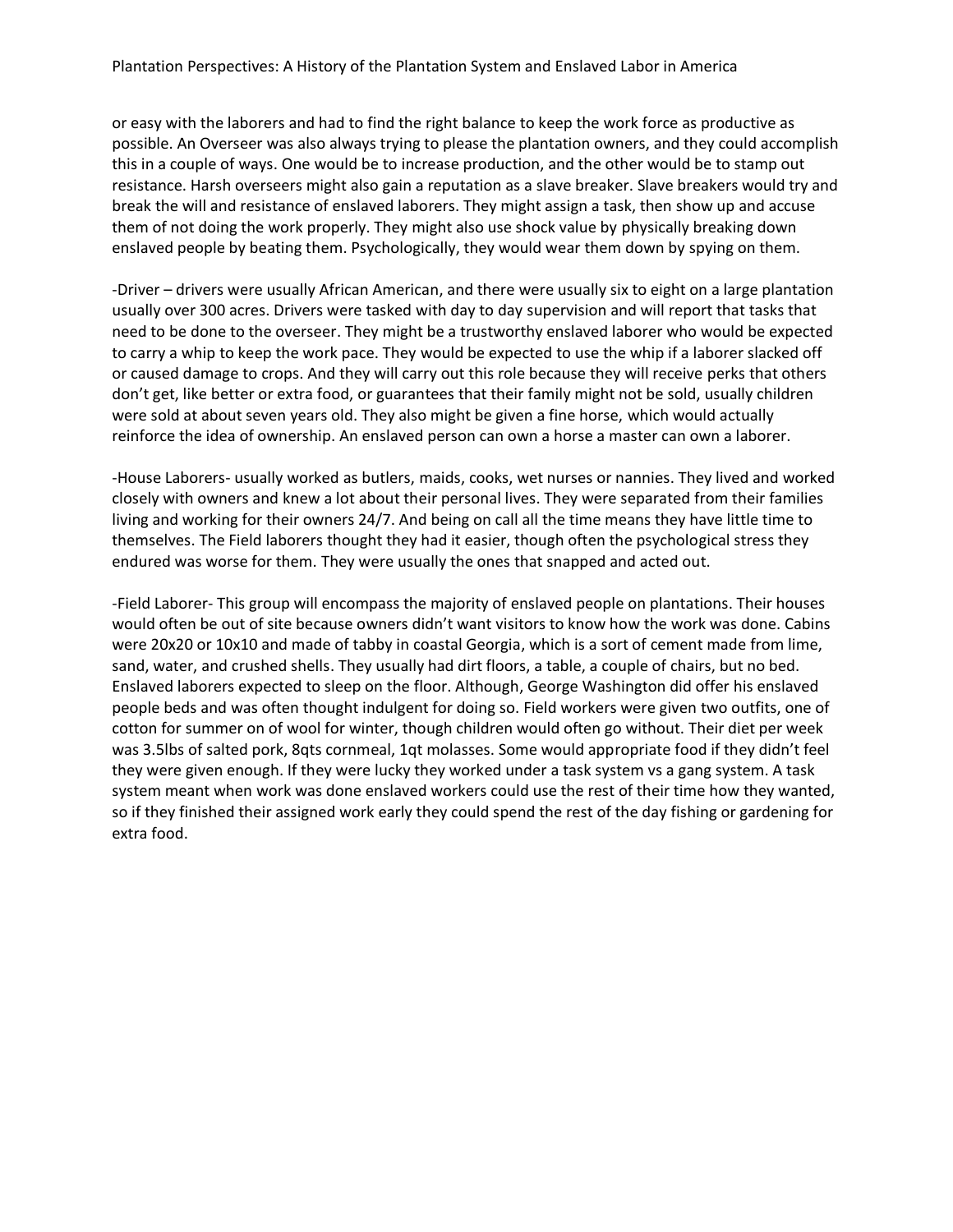or easy with the laborers and had to find the right balance to keep the work force as productive as possible. An Overseer was also always trying to please the plantation owners, and they could accomplish this in a couple of ways. One would be to increase production, and the other would be to stamp out resistance. Harsh overseers might also gain a reputation as a slave breaker. Slave breakers would try and break the will and resistance of enslaved laborers. They might assign a task, then show up and accuse them of not doing the work properly. They might also use shock value by physically breaking down enslaved people by beating them. Psychologically, they would wear them down by spying on them.

-Driver – drivers were usually African American, and there were usually six to eight on a large plantation usually over 300 acres. Drivers were tasked with day to day supervision and will report that tasks that need to be done to the overseer. They might be a trustworthy enslaved laborer who would be expected to carry a whip to keep the work pace. They would be expected to use the whip if a laborer slacked off or caused damage to crops. And they will carry out this role because they will receive perks that others don't get, like better or extra food, or guarantees that their family might not be sold, usually children were sold at about seven years old. They also might be given a fine horse, which would actually reinforce the idea of ownership. An enslaved person can own a horse a master can own a laborer.

-House Laborers- usually worked as butlers, maids, cooks, wet nurses or nannies. They lived and worked closely with owners and knew a lot about their personal lives. They were separated from their families living and working for their owners 24/7. And being on call all the time means they have little time to themselves. The Field laborers thought they had it easier, though often the psychological stress they endured was worse for them. They were usually the ones that snapped and acted out.

-Field Laborer- This group will encompass the majority of enslaved people on plantations. Their houses would often be out of site because owners didn't want visitors to know how the work was done. Cabins were 20x20 or 10x10 and made of tabby in coastal Georgia, which is a sort of cement made from lime, sand, water, and crushed shells. They usually had dirt floors, a table, a couple of chairs, but no bed. Enslaved laborers expected to sleep on the floor. Although, George Washington did offer his enslaved people beds and was often thought indulgent for doing so. Field workers were given two outfits, one of cotton for summer on of wool for winter, though children would often go without. Their diet per week was 3.5lbs of salted pork, 8qts cornmeal, 1qt molasses. Some would appropriate food if they didn't feel they were given enough. If they were lucky they worked under a task system vs a gang system. A task system meant when work was done enslaved workers could use the rest of their time how they wanted, so if they finished their assigned work early they could spend the rest of the day fishing or gardening for extra food.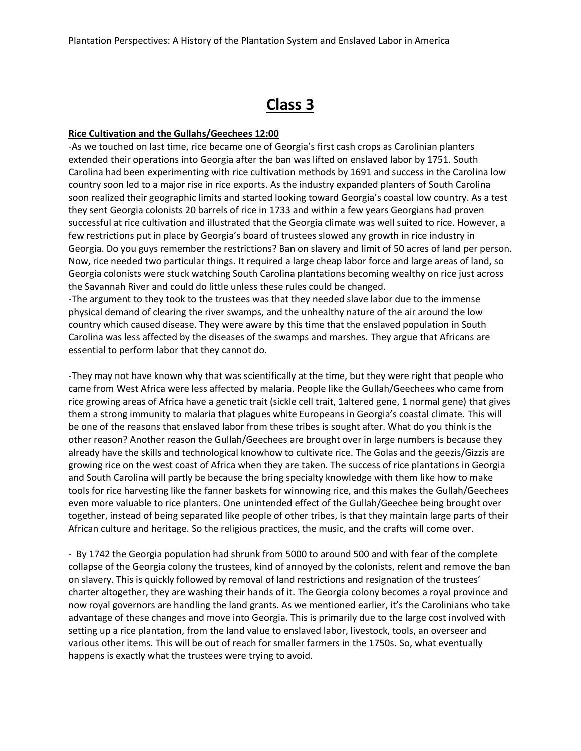# Class 3

**Rice Cultivation and the Gullahs/Geechees 12:00**

-As we touched on last time, rice became one of Georgia's first cash crops as Carolinian planters extended their operations into Georgia after the ban was lifted on enslaved labor by 1751. South Carolina had been experimenting with rice cultivation methods by 1691 and success in the Carolina low country soon led to a major rise in rice exports. As the industry expanded planters of South Carolina soon realized their geographic limits and started looking toward Georgia's coastal low country. As a test they sent Georgia colonists 20 barrels of rice in 1733 and within a few years Georgians had proven successful at rice cultivation and illustrated that the Georgia climate was well suited to rice. However, a few restrictions put in place by Georgia's board of trustees slowed any growth in rice industry in Georgia. Do you guys remember the restrictions? Ban on slavery and limit of 50 acres of land per person. Now, rice needed two particular things. It required a large cheap labor force and large areas of land, so Georgia colonists were stuck watching South Carolina plantations becoming wealthy on rice just across the Savannah River and could do little unless these rules could be changed.

-The argument to they took to the trustees was that they needed slave labor due to the immense physical demand of clearing the river swamps, and the unhealthy nature of the air around the low country which caused disease. They were aware by this time that the enslaved population in South Carolina was less affected by the diseases of the swamps and marshes. They argue that Africans are essential to perform labor that they cannot do.

-They may not have known why that was scientifically at the time, but they were right that people who came from West Africa were less affected by malaria. People like the Gullah/Geechees who came from rice growing areas of Africa have a genetic trait (sickle cell trait, 1altered gene, 1 normal gene) that gives them a strong immunity to malaria that plagues white Europeans in Georgia's coastal climate. This will be one of the reasons that enslaved labor from these tribes is sought after. What do you think is the other reason? Another reason the Gullah/Geechees are brought over in large numbers is because they already have the skills and technological knowhow to cultivate rice. The Golas and the geezis/Gizzis are growing rice on the west coast of Africa when they are taken. The success of rice plantations in Georgia and South Carolina will partly be because the bring specialty knowledge with them like how to make tools for rice harvesting like the fanner baskets for winnowing rice, and this makes the Gullah/Geechees even more valuable to rice planters. One unintended effect of the Gullah/Geechee being brought over together, instead of being separated like people of other tribes, is that they maintain large parts of their African culture and heritage. So the religious practices, the music, and the crafts will come over.

- By 1742 the Georgia population had shrunk from 5000 to around 500 and with fear of the complete collapse of the Georgia colony the trustees, kind of annoyed by the colonists, relent and remove the ban on slavery. This is quickly followed by removal of land restrictions and resignation of the trustees' charter altogether, they are washing their hands of it. The Georgia colony becomes a royal province and now royal governors are handling the land grants. As we mentioned earlier, it's the Carolinians who take advantage of these changes and move into Georgia. This is primarily due to the large cost involved with setting up a rice plantation, from the land value to enslaved labor, livestock, tools, an overseer and various other items. This will be out of reach for smaller farmers in the 1750s. So, what eventually happens is exactly what the trustees were trying to avoid.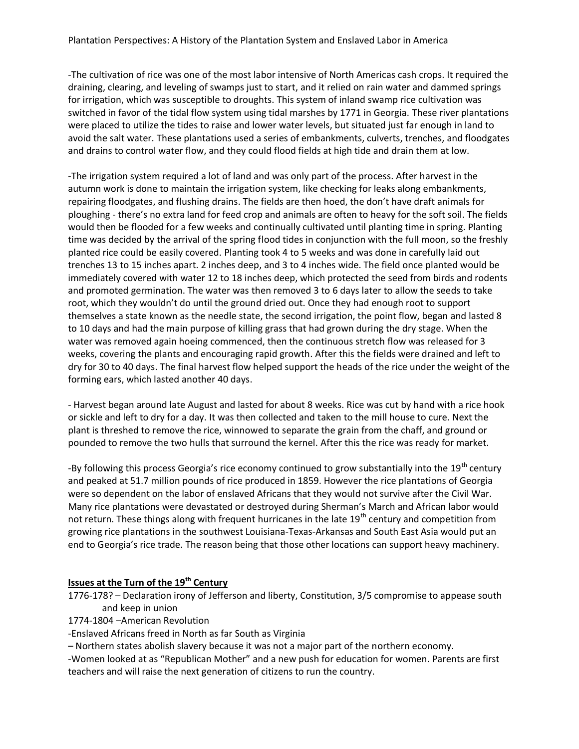-The cultivation of rice was one of the most labor intensive of North Americas cash crops. It required the draining, clearing, and leveling of swamps just to start, and it relied on rain water and dammed springs for irrigation, which was susceptible to droughts. This system of inland swamp rice cultivation was switched in favor of the tidal flow system using tidal marshes by 1771 in Georgia. These river plantations were placed to utilize the tides to raise and lower water levels, but situated just far enough in land to avoid the salt water. These plantations used a series of embankments, culverts, trenches, and floodgates and drains to control water flow, and they could flood fields at high tide and drain them at low.

-The irrigation system required a lot of land and was only part of the process. After harvest in the autumn work is done to maintain the irrigation system, like checking for leaks along embankments, repairing floodgates, and flushing drains. The fields are then hoed, the don't have draft animals for ploughing - there's no extra land for feed crop and animals are often to heavy for the soft soil. The fields would then be flooded for a few weeks and continually cultivated until planting time in spring. Planting time was decided by the arrival of the spring flood tides in conjunction with the full moon, so the freshly planted rice could be easily covered. Planting took 4 to 5 weeks and was done in carefully laid out trenches 13 to 15 inches apart. 2 inches deep, and 3 to 4 inches wide. The field once planted would be immediately covered with water 12 to 18 inches deep, which protected the seed from birds and rodents and promoted germination. The water was then removed 3 to 6 days later to allow the seeds to take root, which they wouldn't do until the ground dried out. Once they had enough root to support themselves a state known as the needle state, the second irrigation, the point flow, began and lasted 8 to 10 days and had the main purpose of killing grass that had grown during the dry stage. When the water was removed again hoeing commenced, then the continuous stretch flow was released for 3 weeks, covering the plants and encouraging rapid growth. After this the fields were drained and left to dry for 30 to 40 days. The final harvest flow helped support the heads of the rice under the weight of the forming ears, which lasted another 40 days.

- Harvest began around late August and lasted for about 8 weeks. Rice was cut by hand with a rice hook or sickle and left to dry for a day. It was then collected and taken to the mill house to cure. Next the plant is threshed to remove the rice, winnowed to separate the grain from the chaff, and ground or pounded to remove the two hulls that surround the kernel. After this the rice was ready for market.

-By following this process Georgia's rice economy continued to grow substantially into the 19th century and peaked at 51.7 million pounds of rice produced in 1859. However the rice plantations of Georgia were so dependent on the labor of enslaved Africans that they would not survive after the Civil War. Many rice plantations were devastated or destroyed during Sherman's March and African labor would not return. These things along with frequent hurricanes in the late 19th century and competition from growing rice plantations in the southwest Louisiana-Texas-Arkansas and South East Asia would put an end to Georgia's rice trade. The reason being that those other locations can support heavy machinery.

## Issues at the Turn of the 19th Century

1776-178? – Declaration irony of Jefferson and liberty, Constitution, 3/5 compromise to appease south and keep in union

1774-1804 –American Revolution

-Enslaved Africans freed in North as far South as Virginia

– Northern states abolish slavery because it was not a major part of the northern economy.

-Women looked at as "Republican Mother" and a new push for education for women. Parents are first teachers and will raise the next generation of citizens to run the country.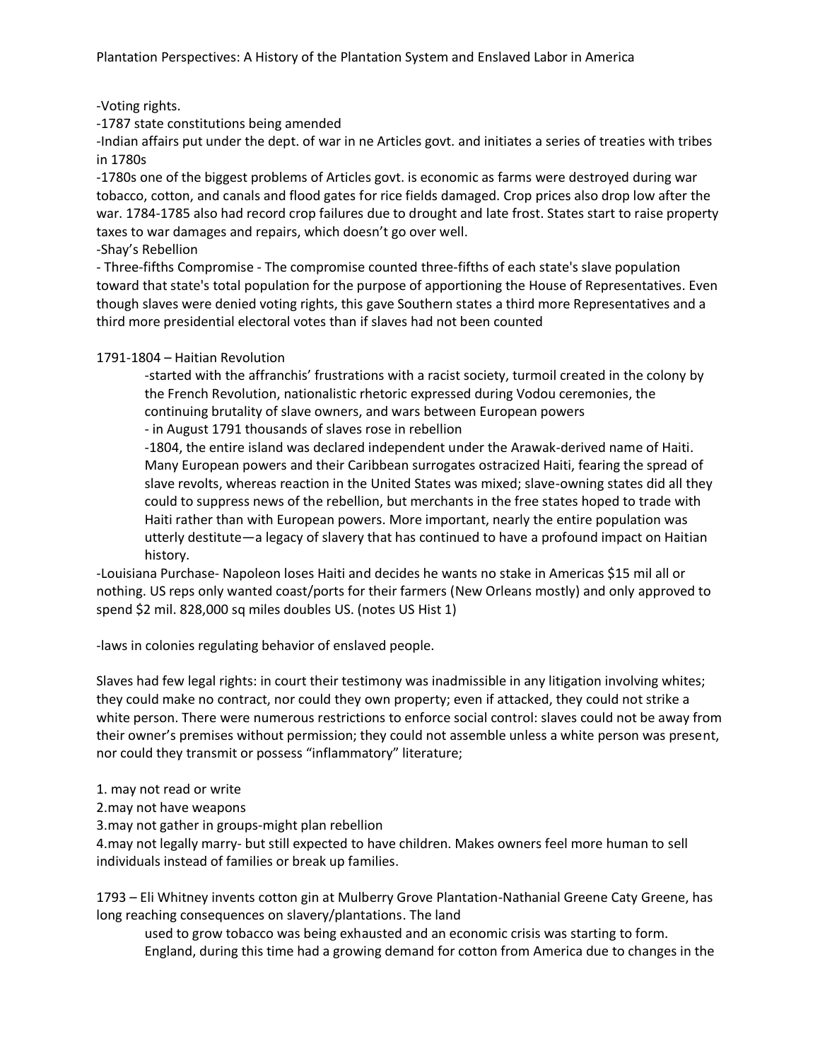-Voting rights.

-1787 state constitutions being amended

-Indian affairs put under the dept. of war in ne Articles govt. and initiates a series of treaties with tribes in 1780s

-1780s one of the biggest problems of Articles govt. is economic as farms were destroyed during war tobacco, cotton, and canals and flood gates for rice fields damaged. Crop prices also drop low after the war. 1784-1785 also had record crop failures due to drought and late frost. States start to raise property taxes to war damages and repairs, which doesn't go over well.

-Shay's Rebellion

- Three-fifths Compromise - The compromise counted three-fifths of each state's slave population toward that state's total population for the purpose of apportioning the House of Representatives. Even though slaves were denied voting rights, this gave Southern states a third more Representatives and a third more presidential electoral votes than if slaves had not been counted

1791-1804 – Haitian Revolution

> -started with the affranchis' frustrations with a racist society, turmoil created in the colony by the French Revolution, nationalistic rhetoric expressed during Vodou ceremonies, the continuing brutality of slave owners, and wars between European powers
>
> - in August 1791 thousands of slaves rose in rebellion
>
> -1804, the entire island was declared independent under the Arawak-derived name of Haiti. Many European powers and their Caribbean surrogates ostracized Haiti, fearing the spread of slave revolts, whereas reaction in the United States was mixed; slave-owning states did all they could to suppress news of the rebellion, but merchants in the free states hoped to trade with Haiti rather than with European powers. More important, nearly the entire population was utterly destitute—a legacy of slavery that has continued to have a profound impact on Haitian history.

-Louisiana Purchase- Napoleon loses Haiti and decides he wants no stake in Americas $15 mil all or nothing. US reps only wanted coast/ports for their farmers (New Orleans mostly) and only approved to spend $2 mil. 828,000 sq miles doubles US. (notes US Hist 1)

-laws in colonies regulating behavior of enslaved people.

Slaves had few legal rights: in court their testimony was inadmissible in any litigation involving whites; they could make no contract, nor could they own property; even if attacked, they could not strike a white person. There were numerous restrictions to enforce social control: slaves could not be away from their owner's premises without permission; they could not assemble unless a white person was present, nor could they transmit or possess "inflammatory" literature;

1. may not read or write
2. may not have weapons
3. may not gather in groups-might plan rebellion
4. may not legally marry- but still expected to have children. Makes owners feel more human to sell individuals instead of families or break up families.

1793 – Eli Whitney invents cotton gin at Mulberry Grove Plantation-Nathanial Greene Caty Greene, has long reaching consequences on slavery/plantations. The land

> used to grow tobacco was being exhausted and an economic crisis was starting to form. England, during this time had a growing demand for cotton from America due to changes in the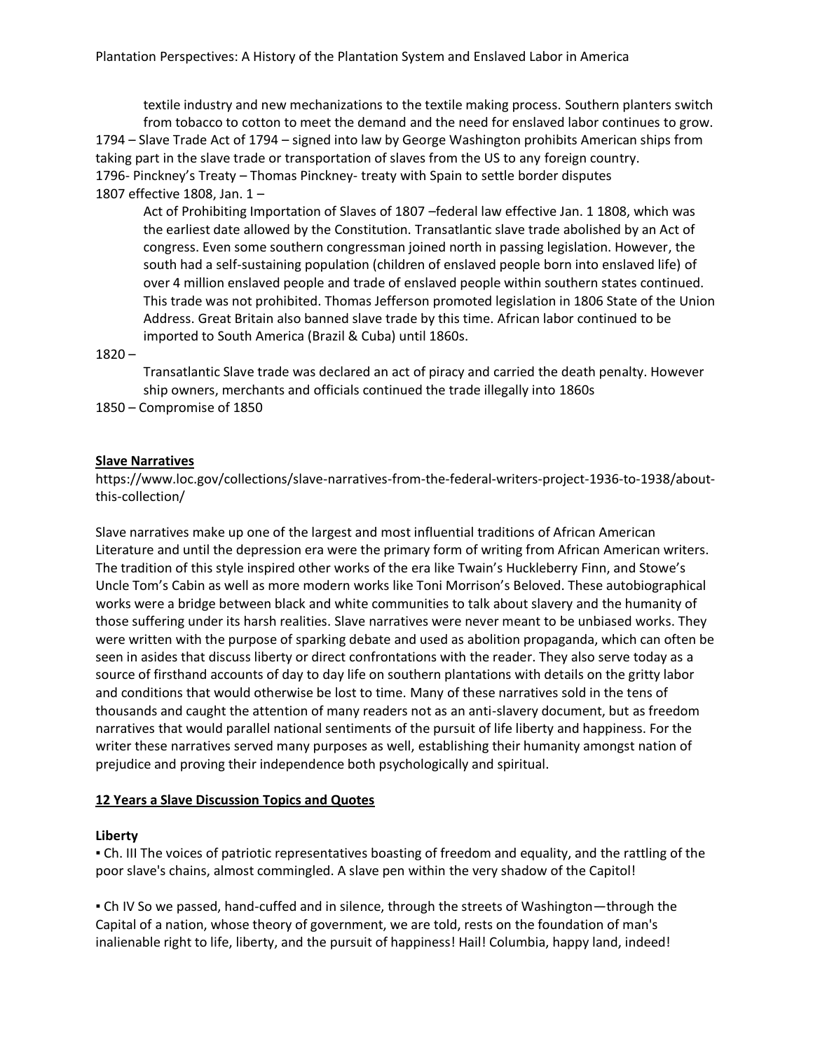textile industry and new mechanizations to the textile making process. Southern planters switch from tobacco to cotton to meet the demand and the need for enslaved labor continues to grow.

1794 – Slave Trade Act of 1794 – signed into law by George Washington prohibits American ships from taking part in the slave trade or transportation of slaves from the US to any foreign country.

1796- Pinckney's Treaty – Thomas Pinckney- treaty with Spain to settle border disputes

1807 effective 1808, Jan. 1 –

Act of Prohibiting Importation of Slaves of 1807 –federal law effective Jan. 1 1808, which was the earliest date allowed by the Constitution. Transatlantic slave trade abolished by an Act of congress. Even some southern congressman joined north in passing legislation. However, the south had a self-sustaining population (children of enslaved people born into enslaved life) of over 4 million enslaved people and trade of enslaved people within southern states continued. This trade was not prohibited. Thomas Jefferson promoted legislation in 1806 State of the Union Address. Great Britain also banned slave trade by this time. African labor continued to be imported to South America (Brazil & Cuba) until 1860s.

1820 –

Transatlantic Slave trade was declared an act of piracy and carried the death penalty. However ship owners, merchants and officials continued the trade illegally into 1860s

1850 – Compromise of 1850

**Slave Narratives**

https://www.loc.gov/collections/slave-narratives-from-the-federal-writers-project-1936-to-1938/about-this-collection/

Slave narratives make up one of the largest and most influential traditions of African American Literature and until the depression era were the primary form of writing from African American writers. The tradition of this style inspired other works of the era like Twain's Huckleberry Finn, and Stowe's Uncle Tom's Cabin as well as more modern works like Toni Morrison's Beloved. These autobiographical works were a bridge between black and white communities to talk about slavery and the humanity of those suffering under its harsh realities. Slave narratives were never meant to be unbiased works. They were written with the purpose of sparking debate and used as abolition propaganda, which can often be seen in asides that discuss liberty or direct confrontations with the reader. They also serve today as a source of firsthand accounts of day to day life on southern plantations with details on the gritty labor and conditions that would otherwise be lost to time. Many of these narratives sold in the tens of thousands and caught the attention of many readers not as an anti-slavery document, but as freedom narratives that would parallel national sentiments of the pursuit of life liberty and happiness. For the writer these narratives served many purposes as well, establishing their humanity amongst nation of prejudice and proving their independence both psychologically and spiritual.

**12 Years a Slave Discussion Topics and Quotes**

**Liberty**

- Ch. III The voices of patriotic representatives boasting of freedom and equality, and the rattling of the poor slave's chains, almost commingled. A slave pen within the very shadow of the Capitol!

- Ch IV So we passed, hand-cuffed and in silence, through the streets of Washington—through the Capital of a nation, whose theory of government, we are told, rests on the foundation of man's inalienable right to life, liberty, and the pursuit of happiness! Hail! Columbia, happy land, indeed!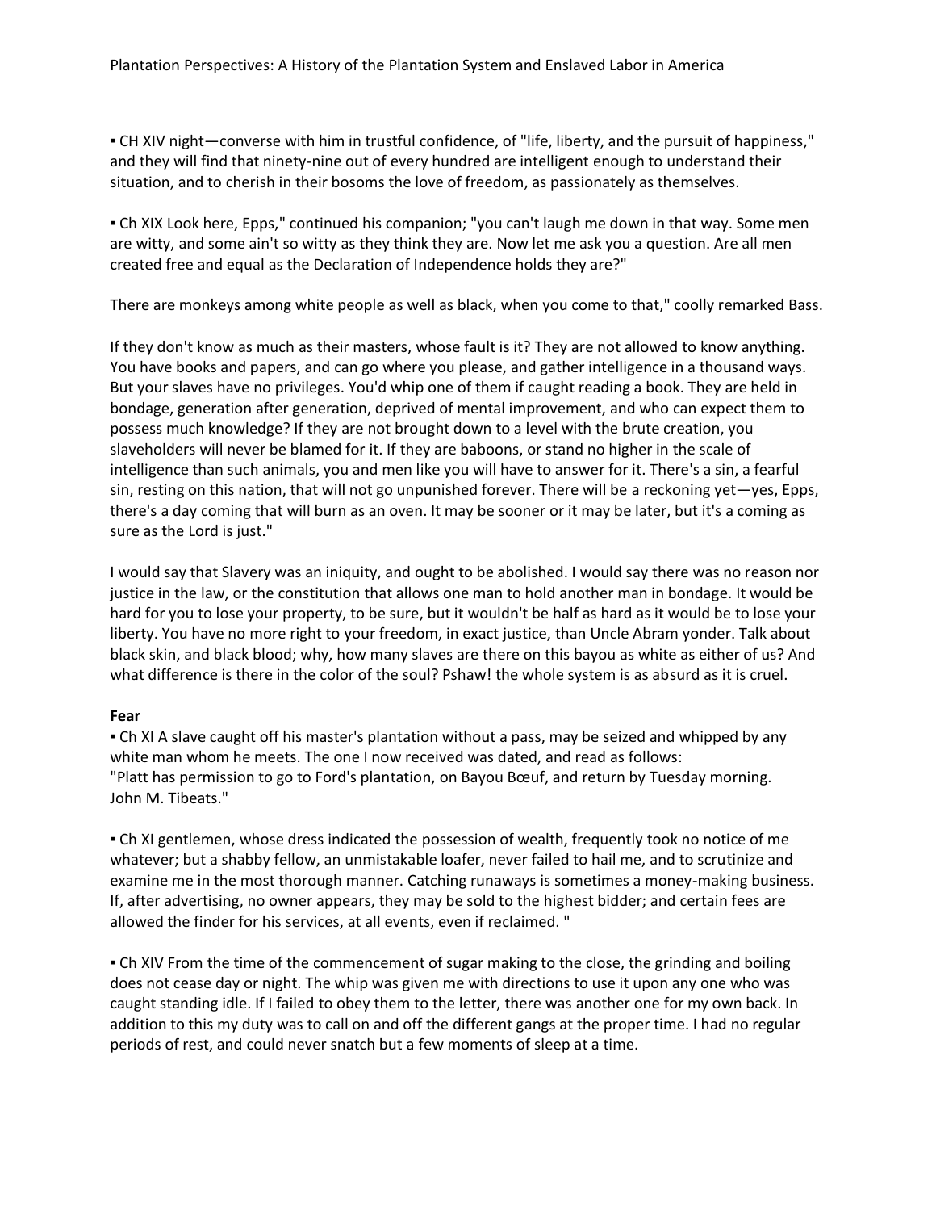▪ CH XIV night—converse with him in trustful confidence, of "life, liberty, and the pursuit of happiness," and they will find that ninety-nine out of every hundred are intelligent enough to understand their situation, and to cherish in their bosoms the love of freedom, as passionately as themselves.

▪ Ch XIX Look here, Epps," continued his companion; "you can't laugh me down in that way. Some men are witty, and some ain't so witty as they think they are. Now let me ask you a question. Are all men created free and equal as the Declaration of Independence holds they are?"

There are monkeys among white people as well as black, when you come to that," coolly remarked Bass.

If they don't know as much as their masters, whose fault is it? They are not allowed to know anything. You have books and papers, and can go where you please, and gather intelligence in a thousand ways. But your slaves have no privileges. You'd whip one of them if caught reading a book. They are held in bondage, generation after generation, deprived of mental improvement, and who can expect them to possess much knowledge? If they are not brought down to a level with the brute creation, you slaveholders will never be blamed for it. If they are baboons, or stand no higher in the scale of intelligence than such animals, you and men like you will have to answer for it. There's a sin, a fearful sin, resting on this nation, that will not go unpunished forever. There will be a reckoning yet—yes, Epps, there's a day coming that will burn as an oven. It may be sooner or it may be later, but it's a coming as sure as the Lord is just."

I would say that Slavery was an iniquity, and ought to be abolished. I would say there was no reason nor justice in the law, or the constitution that allows one man to hold another man in bondage. It would be hard for you to lose your property, to be sure, but it wouldn't be half as hard as it would be to lose your liberty. You have no more right to your freedom, in exact justice, than Uncle Abram yonder. Talk about black skin, and black blood; why, how many slaves are there on this bayou as white as either of us? And what difference is there in the color of the soul? Pshaw! the whole system is as absurd as it is cruel.

**Fear**

▪ Ch XI A slave caught off his master's plantation without a pass, may be seized and whipped by any white man whom he meets. The one I now received was dated, and read as follows:
"Platt has permission to go to Ford's plantation, on Bayou Bœuf, and return by Tuesday morning.
John M. Tibeats."

▪ Ch XI gentlemen, whose dress indicated the possession of wealth, frequently took no notice of me whatever; but a shabby fellow, an unmistakable loafer, never failed to hail me, and to scrutinize and examine me in the most thorough manner. Catching runaways is sometimes a money-making business. If, after advertising, no owner appears, they may be sold to the highest bidder; and certain fees are allowed the finder for his services, at all events, even if reclaimed. "

▪ Ch XIV From the time of the commencement of sugar making to the close, the grinding and boiling does not cease day or night. The whip was given me with directions to use it upon any one who was caught standing idle. If I failed to obey them to the letter, there was another one for my own back. In addition to this my duty was to call on and off the different gangs at the proper time. I had no regular periods of rest, and could never snatch but a few moments of sleep at a time.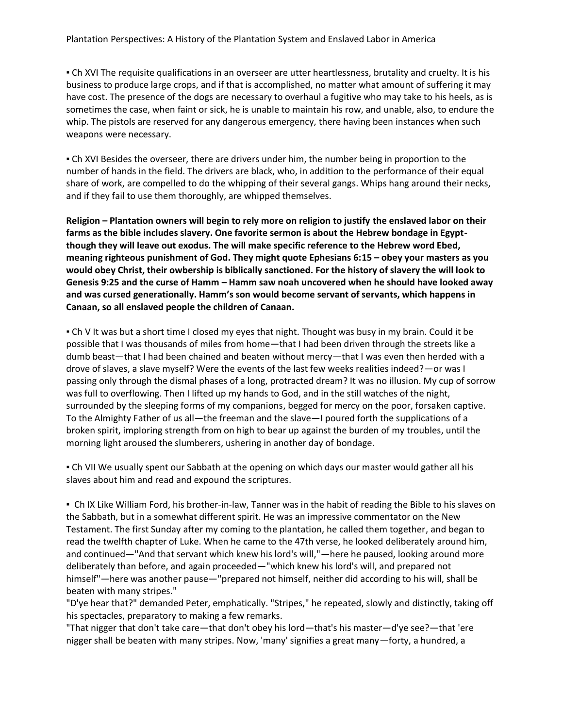▪ Ch XVI The requisite qualifications in an overseer are utter heartlessness, brutality and cruelty. It is his business to produce large crops, and if that is accomplished, no matter what amount of suffering it may have cost. The presence of the dogs are necessary to overhaul a fugitive who may take to his heels, as is sometimes the case, when faint or sick, he is unable to maintain his row, and unable, also, to endure the whip. The pistols are reserved for any dangerous emergency, there having been instances when such weapons were necessary.

▪ Ch XVI Besides the overseer, there are drivers under him, the number being in proportion to the number of hands in the field. The drivers are black, who, in addition to the performance of their equal share of work, are compelled to do the whipping of their several gangs. Whips hang around their necks, and if they fail to use them thoroughly, are whipped themselves.

**Religion – Plantation owners will begin to rely more on religion to justify the enslaved labor on their farms as the bible includes slavery. One favorite sermon is about the Hebrew bondage in Egypt- though they will leave out exodus. The will make specific reference to the Hebrew word Ebed, meaning righteous punishment of God. They might quote Ephesians 6:15 – obey your masters as you would obey Christ, their owbership is biblically sanctioned. For the history of slavery the will look to Genesis 9:25 and the curse of Hamm – Hamm saw noah uncovered when he should have looked away and was cursed generationally. Hamm's son would become servant of servants, which happens in Canaan, so all enslaved people the children of Canaan.**

▪ Ch V It was but a short time I closed my eyes that night. Thought was busy in my brain. Could it be possible that I was thousands of miles from home—that I had been driven through the streets like a dumb beast—that I had been chained and beaten without mercy—that I was even then herded with a drove of slaves, a slave myself? Were the events of the last few weeks realities indeed?—or was I passing only through the dismal phases of a long, protracted dream? It was no illusion. My cup of sorrow was full to overflowing. Then I lifted up my hands to God, and in the still watches of the night, surrounded by the sleeping forms of my companions, begged for mercy on the poor, forsaken captive. To the Almighty Father of us all—the freeman and the slave—I poured forth the supplications of a broken spirit, imploring strength from on high to bear up against the burden of my troubles, until the morning light aroused the slumberers, ushering in another day of bondage.

▪ Ch VII We usually spent our Sabbath at the opening on which days our master would gather all his slaves about him and read and expound the scriptures.

▪ Ch IX Like William Ford, his brother-in-law, Tanner was in the habit of reading the Bible to his slaves on the Sabbath, but in a somewhat different spirit. He was an impressive commentator on the New Testament. The first Sunday after my coming to the plantation, he called them together, and began to read the twelfth chapter of Luke. When he came to the 47th verse, he looked deliberately around him, and continued—"And that servant which knew his lord's will,"—here he paused, looking around more deliberately than before, and again proceeded—"which knew his lord's will, and prepared not himself"—here was another pause—"prepared not himself, neither did according to his will, shall be beaten with many stripes."

"D'ye hear that?" demanded Peter, emphatically. "Stripes," he repeated, slowly and distinctly, taking off his spectacles, preparatory to making a few remarks.

"That nigger that don't take care—that don't obey his lord—that's his master—d'ye see?—that 'ere nigger shall be beaten with many stripes. Now, 'many' signifies a great many—forty, a hundred, a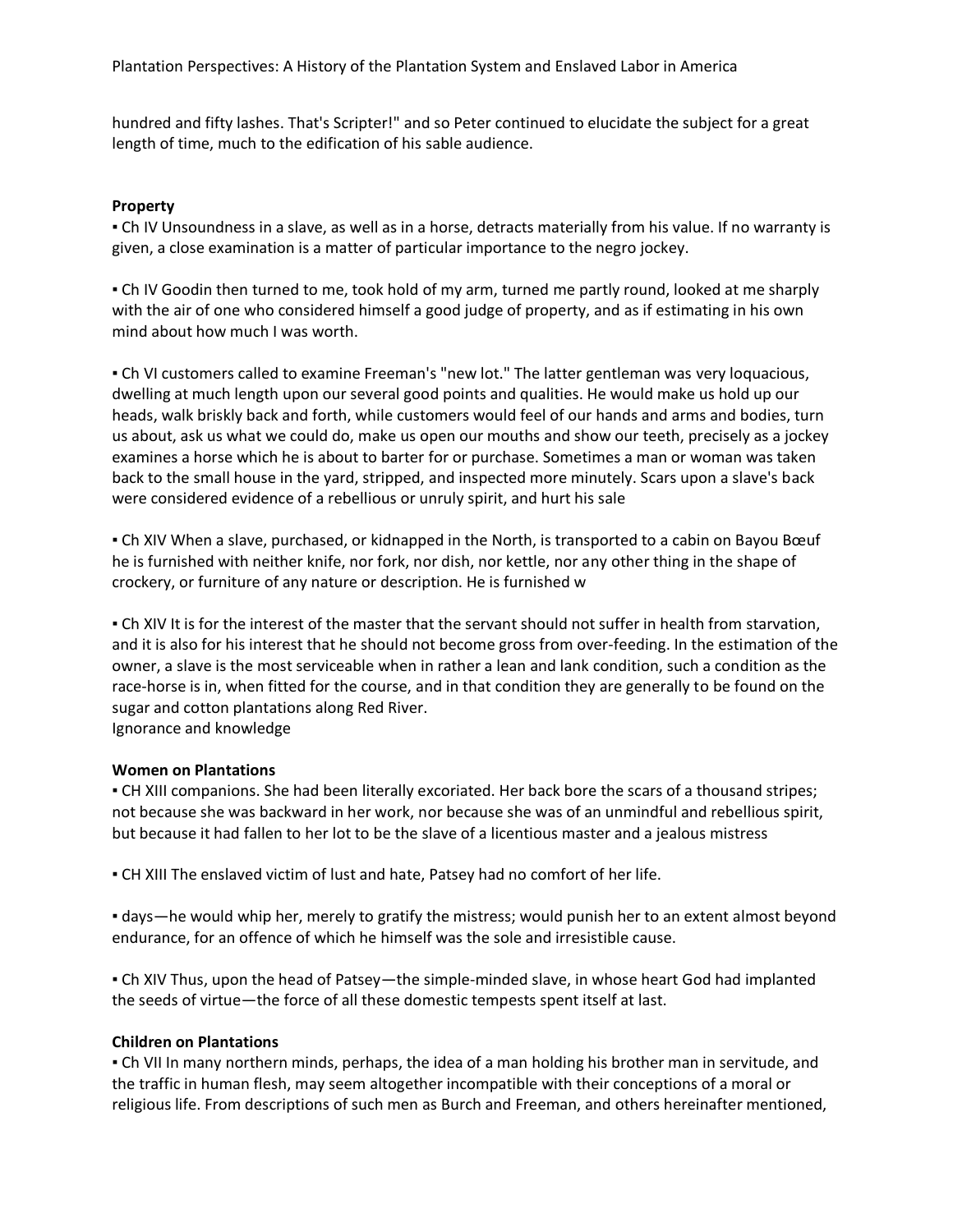hundred and fifty lashes. That's Scripter!" and so Peter continued to elucidate the subject for a great length of time, much to the edification of his sable audience.

**Property**

▪ Ch IV Unsoundness in a slave, as well as in a horse, detracts materially from his value. If no warranty is given, a close examination is a matter of particular importance to the negro jockey.

▪ Ch IV Goodin then turned to me, took hold of my arm, turned me partly round, looked at me sharply with the air of one who considered himself a good judge of property, and as if estimating in his own mind about how much I was worth.

▪ Ch VI customers called to examine Freeman's "new lot." The latter gentleman was very loquacious, dwelling at much length upon our several good points and qualities. He would make us hold up our heads, walk briskly back and forth, while customers would feel of our hands and arms and bodies, turn us about, ask us what we could do, make us open our mouths and show our teeth, precisely as a jockey examines a horse which he is about to barter for or purchase. Sometimes a man or woman was taken back to the small house in the yard, stripped, and inspected more minutely. Scars upon a slave's back were considered evidence of a rebellious or unruly spirit, and hurt his sale

▪ Ch XIV When a slave, purchased, or kidnapped in the North, is transported to a cabin on Bayou Bœuf he is furnished with neither knife, nor fork, nor dish, nor kettle, nor any other thing in the shape of crockery, or furniture of any nature or description. He is furnished w

▪ Ch XIV It is for the interest of the master that the servant should not suffer in health from starvation, and it is also for his interest that he should not become gross from over-feeding. In the estimation of the owner, a slave is the most serviceable when in rather a lean and lank condition, such a condition as the race-horse is in, when fitted for the course, and in that condition they are generally to be found on the sugar and cotton plantations along Red River.
Ignorance and knowledge

**Women on Plantations**

▪ CH XIII companions. She had been literally excoriated. Her back bore the scars of a thousand stripes; not because she was backward in her work, nor because she was of an unmindful and rebellious spirit, but because it had fallen to her lot to be the slave of a licentious master and a jealous mistress

▪ CH XIII The enslaved victim of lust and hate, Patsey had no comfort of her life.

▪ days—he would whip her, merely to gratify the mistress; would punish her to an extent almost beyond endurance, for an offence of which he himself was the sole and irresistible cause.

▪ Ch XIV Thus, upon the head of Patsey—the simple-minded slave, in whose heart God had implanted the seeds of virtue—the force of all these domestic tempests spent itself at last.

**Children on Plantations**

▪ Ch VII In many northern minds, perhaps, the idea of a man holding his brother man in servitude, and the traffic in human flesh, may seem altogether incompatible with their conceptions of a moral or religious life. From descriptions of such men as Burch and Freeman, and others hereinafter mentioned,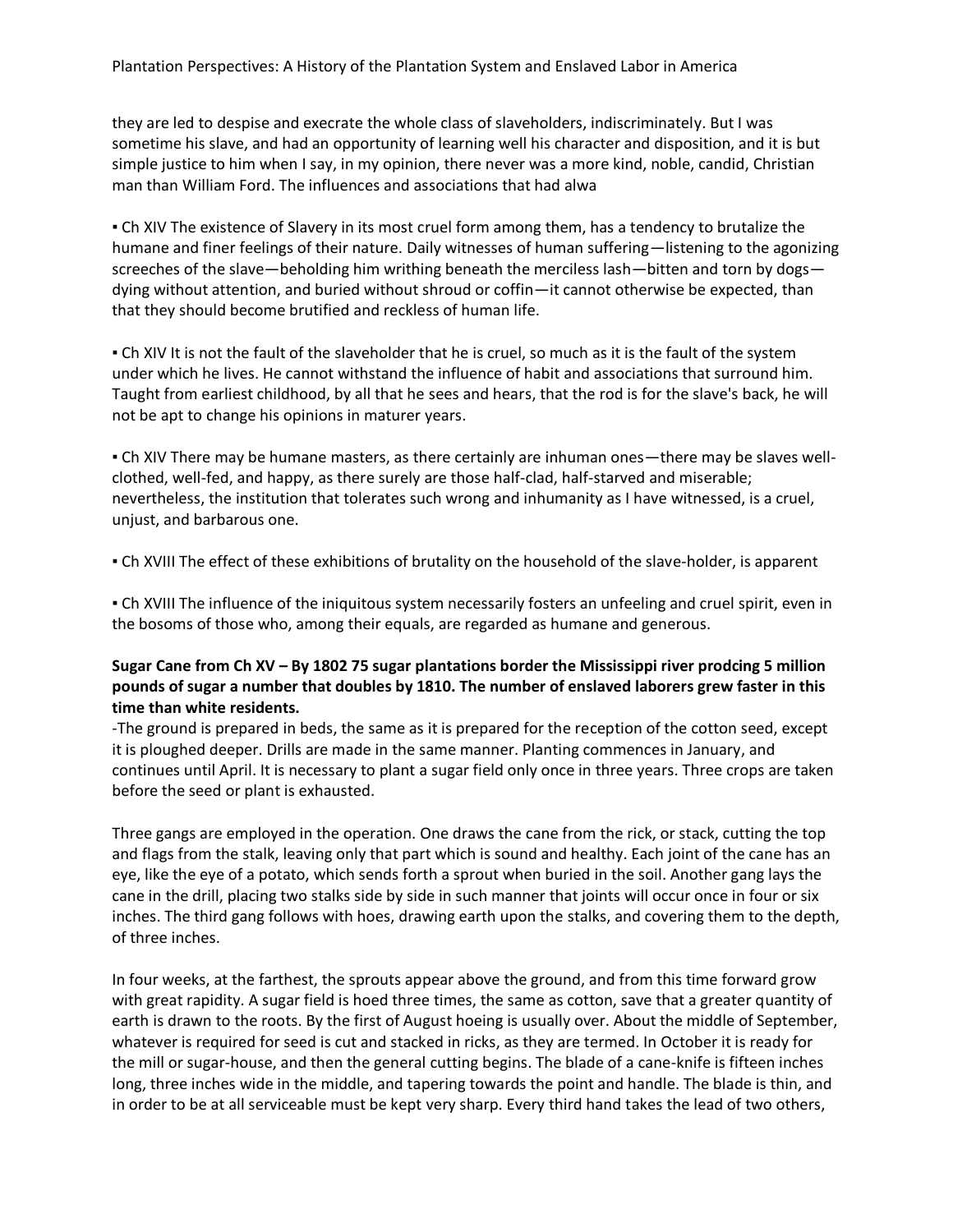they are led to despise and execrate the whole class of slaveholders, indiscriminately. But I was sometime his slave, and had an opportunity of learning well his character and disposition, and it is but simple justice to him when I say, in my opinion, there never was a more kind, noble, candid, Christian man than William Ford. The influences and associations that had alwa

- Ch XIV The existence of Slavery in its most cruel form among them, has a tendency to brutalize the humane and finer feelings of their nature. Daily witnesses of human suffering—listening to the agonizing screeches of the slave—beholding him writhing beneath the merciless lash—bitten and torn by dogs—dying without attention, and buried without shroud or coffin—it cannot otherwise be expected, than that they should become brutified and reckless of human life.

- Ch XIV It is not the fault of the slaveholder that he is cruel, so much as it is the fault of the system under which he lives. He cannot withstand the influence of habit and associations that surround him. Taught from earliest childhood, by all that he sees and hears, that the rod is for the slave's back, he will not be apt to change his opinions in maturer years.

- Ch XIV There may be humane masters, as there certainly are inhuman ones—there may be slaves well-clothed, well-fed, and happy, as there surely are those half-clad, half-starved and miserable; nevertheless, the institution that tolerates such wrong and inhumanity as I have witnessed, is a cruel, unjust, and barbarous one.

- Ch XVIII The effect of these exhibitions of brutality on the household of the slave-holder, is apparent

- Ch XVIII The influence of the iniquitous system necessarily fosters an unfeeling and cruel spirit, even in the bosoms of those who, among their equals, are regarded as humane and generous.

**Sugar Cane from Ch XV – By 1802 75 sugar plantations border the Mississippi river prodcing 5 million pounds of sugar a number that doubles by 1810. The number of enslaved laborers grew faster in this time than white residents.**

-The ground is prepared in beds, the same as it is prepared for the reception of the cotton seed, except it is ploughed deeper. Drills are made in the same manner. Planting commences in January, and continues until April. It is necessary to plant a sugar field only once in three years. Three crops are taken before the seed or plant is exhausted.

Three gangs are employed in the operation. One draws the cane from the rick, or stack, cutting the top and flags from the stalk, leaving only that part which is sound and healthy. Each joint of the cane has an eye, like the eye of a potato, which sends forth a sprout when buried in the soil. Another gang lays the cane in the drill, placing two stalks side by side in such manner that joints will occur once in four or six inches. The third gang follows with hoes, drawing earth upon the stalks, and covering them to the depth, of three inches.

In four weeks, at the farthest, the sprouts appear above the ground, and from this time forward grow with great rapidity. A sugar field is hoed three times, the same as cotton, save that a greater quantity of earth is drawn to the roots. By the first of August hoeing is usually over. About the middle of September, whatever is required for seed is cut and stacked in ricks, as they are termed. In October it is ready for the mill or sugar-house, and then the general cutting begins. The blade of a cane-knife is fifteen inches long, three inches wide in the middle, and tapering towards the point and handle. The blade is thin, and in order to be at all serviceable must be kept very sharp. Every third hand takes the lead of two others,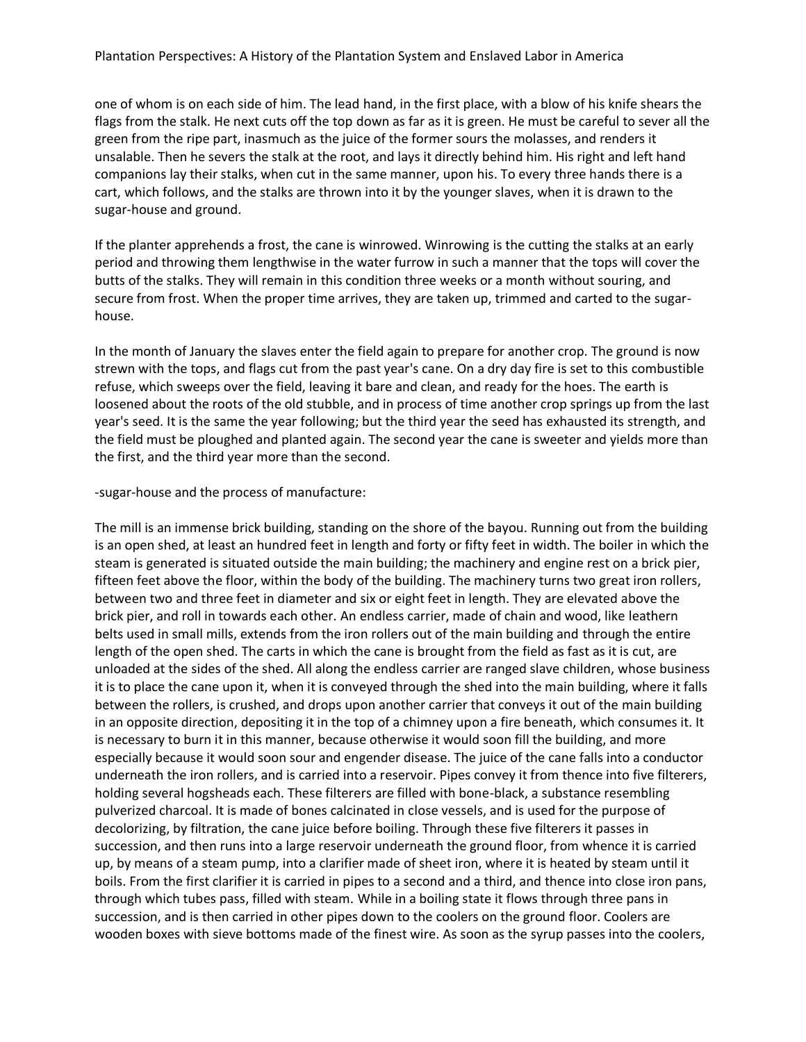one of whom is on each side of him. The lead hand, in the first place, with a blow of his knife shears the flags from the stalk. He next cuts off the top down as far as it is green. He must be careful to sever all the green from the ripe part, inasmuch as the juice of the former sours the molasses, and renders it unsalable. Then he severs the stalk at the root, and lays it directly behind him. His right and left hand companions lay their stalks, when cut in the same manner, upon his. To every three hands there is a cart, which follows, and the stalks are thrown into it by the younger slaves, when it is drawn to the sugar-house and ground.

If the planter apprehends a frost, the cane is winrowed. Winrowing is the cutting the stalks at an early period and throwing them lengthwise in the water furrow in such a manner that the tops will cover the butts of the stalks. They will remain in this condition three weeks or a month without souring, and secure from frost. When the proper time arrives, they are taken up, trimmed and carted to the sugar-house.

In the month of January the slaves enter the field again to prepare for another crop. The ground is now strewn with the tops, and flags cut from the past year's cane. On a dry day fire is set to this combustible refuse, which sweeps over the field, leaving it bare and clean, and ready for the hoes. The earth is loosened about the roots of the old stubble, and in process of time another crop springs up from the last year's seed. It is the same the year following; but the third year the seed has exhausted its strength, and the field must be ploughed and planted again. The second year the cane is sweeter and yields more than the first, and the third year more than the second.

-sugar-house and the process of manufacture:

The mill is an immense brick building, standing on the shore of the bayou. Running out from the building is an open shed, at least an hundred feet in length and forty or fifty feet in width. The boiler in which the steam is generated is situated outside the main building; the machinery and engine rest on a brick pier, fifteen feet above the floor, within the body of the building. The machinery turns two great iron rollers, between two and three feet in diameter and six or eight feet in length. They are elevated above the brick pier, and roll in towards each other. An endless carrier, made of chain and wood, like leathern belts used in small mills, extends from the iron rollers out of the main building and through the entire length of the open shed. The carts in which the cane is brought from the field as fast as it is cut, are unloaded at the sides of the shed. All along the endless carrier are ranged slave children, whose business it is to place the cane upon it, when it is conveyed through the shed into the main building, where it falls between the rollers, is crushed, and drops upon another carrier that conveys it out of the main building in an opposite direction, depositing it in the top of a chimney upon a fire beneath, which consumes it. It is necessary to burn it in this manner, because otherwise it would soon fill the building, and more especially because it would soon sour and engender disease. The juice of the cane falls into a conductor underneath the iron rollers, and is carried into a reservoir. Pipes convey it from thence into five filterers, holding several hogsheads each. These filterers are filled with bone-black, a substance resembling pulverized charcoal. It is made of bones calcinated in close vessels, and is used for the purpose of decolorizing, by filtration, the cane juice before boiling. Through these five filterers it passes in succession, and then runs into a large reservoir underneath the ground floor, from whence it is carried up, by means of a steam pump, into a clarifier made of sheet iron, where it is heated by steam until it boils. From the first clarifier it is carried in pipes to a second and a third, and thence into close iron pans, through which tubes pass, filled with steam. While in a boiling state it flows through three pans in succession, and is then carried in other pipes down to the coolers on the ground floor. Coolers are wooden boxes with sieve bottoms made of the finest wire. As soon as the syrup passes into the coolers,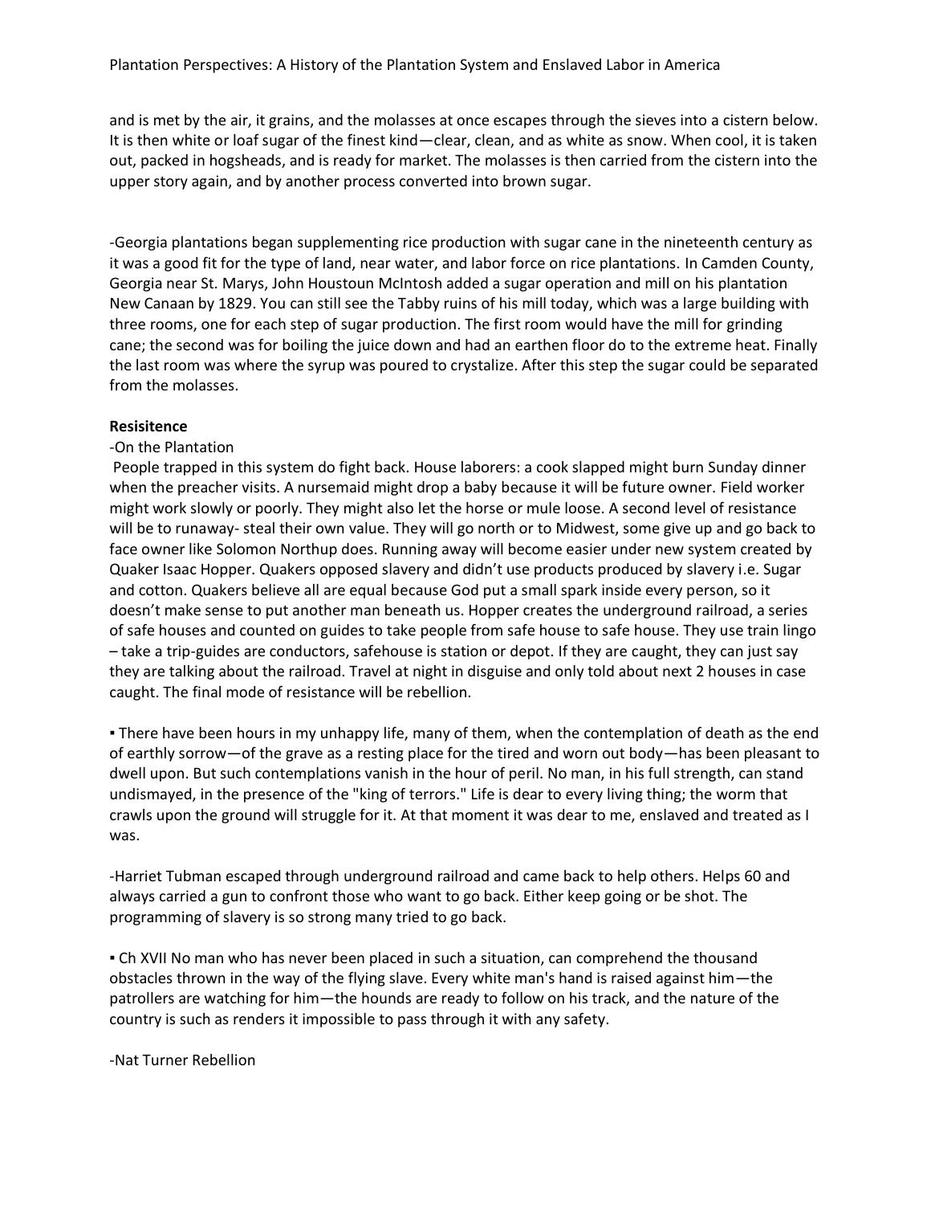and is met by the air, it grains, and the molasses at once escapes through the sieves into a cistern below. It is then white or loaf sugar of the finest kind—clear, clean, and as white as snow. When cool, it is taken out, packed in hogsheads, and is ready for market. The molasses is then carried from the cistern into the upper story again, and by another process converted into brown sugar.

-Georgia plantations began supplementing rice production with sugar cane in the nineteenth century as it was a good fit for the type of land, near water, and labor force on rice plantations. In Camden County, Georgia near St. Marys, John Houstoun McIntosh added a sugar operation and mill on his plantation New Canaan by 1829. You can still see the Tabby ruins of his mill today, which was a large building with three rooms, one for each step of sugar production. The first room would have the mill for grinding cane; the second was for boiling the juice down and had an earthen floor do to the extreme heat. Finally the last room was where the syrup was poured to crystalize. After this step the sugar could be separated from the molasses.

**Resisitence**

-On the Plantation

People trapped in this system do fight back. House laborers: a cook slapped might burn Sunday dinner when the preacher visits. A nursemaid might drop a baby because it will be future owner. Field worker might work slowly or poorly. They might also let the horse or mule loose. A second level of resistance will be to runaway- steal their own value. They will go north or to Midwest, some give up and go back to face owner like Solomon Northup does. Running away will become easier under new system created by Quaker Isaac Hopper. Quakers opposed slavery and didn't use products produced by slavery i.e. Sugar and cotton. Quakers believe all are equal because God put a small spark inside every person, so it doesn't make sense to put another man beneath us. Hopper creates the underground railroad, a series of safe houses and counted on guides to take people from safe house to safe house. They use train lingo – take a trip-guides are conductors, safehouse is station or depot. If they are caught, they can just say they are talking about the railroad. Travel at night in disguise and only told about next 2 houses in case caught. The final mode of resistance will be rebellion.

▪ There have been hours in my unhappy life, many of them, when the contemplation of death as the end of earthly sorrow—of the grave as a resting place for the tired and worn out body—has been pleasant to dwell upon. But such contemplations vanish in the hour of peril. No man, in his full strength, can stand undismayed, in the presence of the "king of terrors." Life is dear to every living thing; the worm that crawls upon the ground will struggle for it. At that moment it was dear to me, enslaved and treated as I was.

-Harriet Tubman escaped through underground railroad and came back to help others. Helps 60 and always carried a gun to confront those who want to go back. Either keep going or be shot. The programming of slavery is so strong many tried to go back.

▪ Ch XVII No man who has never been placed in such a situation, can comprehend the thousand obstacles thrown in the way of the flying slave. Every white man's hand is raised against him—the patrollers are watching for him—the hounds are ready to follow on his track, and the nature of the country is such as renders it impossible to pass through it with any safety.

-Nat Turner Rebellion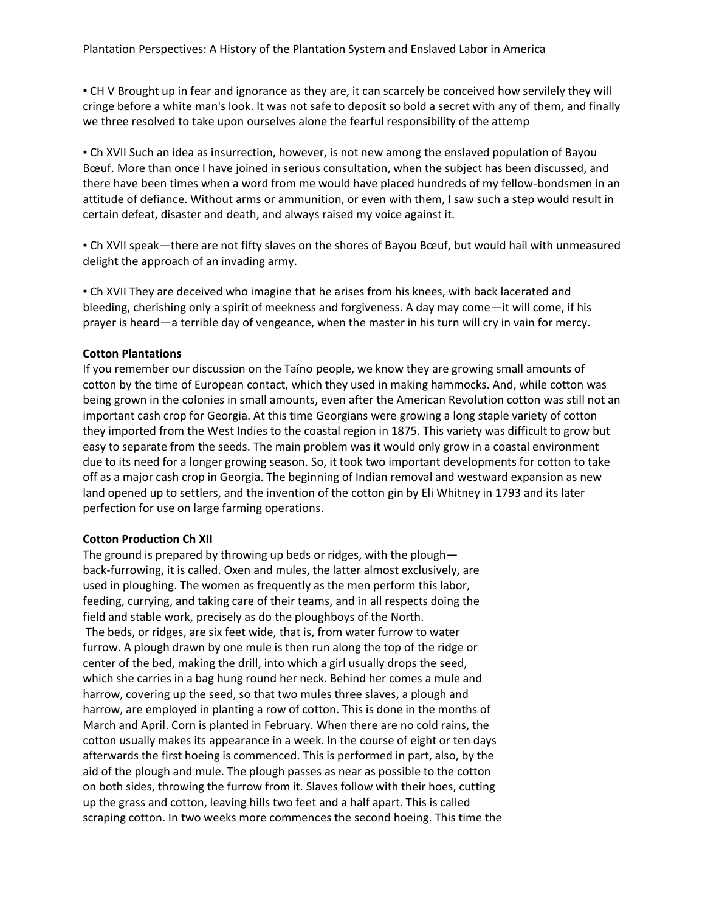▪ CH V Brought up in fear and ignorance as they are, it can scarcely be conceived how servilely they will cringe before a white man's look. It was not safe to deposit so bold a secret with any of them, and finally we three resolved to take upon ourselves alone the fearful responsibility of the attemp

▪ Ch XVII Such an idea as insurrection, however, is not new among the enslaved population of Bayou Bœuf. More than once I have joined in serious consultation, when the subject has been discussed, and there have been times when a word from me would have placed hundreds of my fellow-bondsmen in an attitude of defiance. Without arms or ammunition, or even with them, I saw such a step would result in certain defeat, disaster and death, and always raised my voice against it.

▪ Ch XVII speak—there are not fifty slaves on the shores of Bayou Bœuf, but would hail with unmeasured delight the approach of an invading army.

▪ Ch XVII They are deceived who imagine that he arises from his knees, with back lacerated and bleeding, cherishing only a spirit of meekness and forgiveness. A day may come—it will come, if his prayer is heard—a terrible day of vengeance, when the master in his turn will cry in vain for mercy.

**Cotton Plantations**

If you remember our discussion on the Taíno people, we know they are growing small amounts of cotton by the time of European contact, which they used in making hammocks. And, while cotton was being grown in the colonies in small amounts, even after the American Revolution cotton was still not an important cash crop for Georgia. At this time Georgians were growing a long staple variety of cotton they imported from the West Indies to the coastal region in 1875. This variety was difficult to grow but easy to separate from the seeds. The main problem was it would only grow in a coastal environment due to its need for a longer growing season. So, it took two important developments for cotton to take off as a major cash crop in Georgia. The beginning of Indian removal and westward expansion as new land opened up to settlers, and the invention of the cotton gin by Eli Whitney in 1793 and its later perfection for use on large farming operations.

**Cotton Production Ch XII**

The ground is prepared by throwing up beds or ridges, with the plough—back-furrowing, it is called. Oxen and mules, the latter almost exclusively, are used in ploughing. The women as frequently as the men perform this labor, feeding, currying, and taking care of their teams, and in all respects doing the field and stable work, precisely as do the ploughboys of the North.
The beds, or ridges, are six feet wide, that is, from water furrow to water furrow. A plough drawn by one mule is then run along the top of the ridge or center of the bed, making the drill, into which a girl usually drops the seed, which she carries in a bag hung round her neck. Behind her comes a mule and harrow, covering up the seed, so that two mules three slaves, a plough and harrow, are employed in planting a row of cotton. This is done in the months of March and April. Corn is planted in February. When there are no cold rains, the cotton usually makes its appearance in a week. In the course of eight or ten days afterwards the first hoeing is commenced. This is performed in part, also, by the aid of the plough and mule. The plough passes as near as possible to the cotton on both sides, throwing the furrow from it. Slaves follow with their hoes, cutting up the grass and cotton, leaving hills two feet and a half apart. This is called scraping cotton. In two weeks more commences the second hoeing. This time the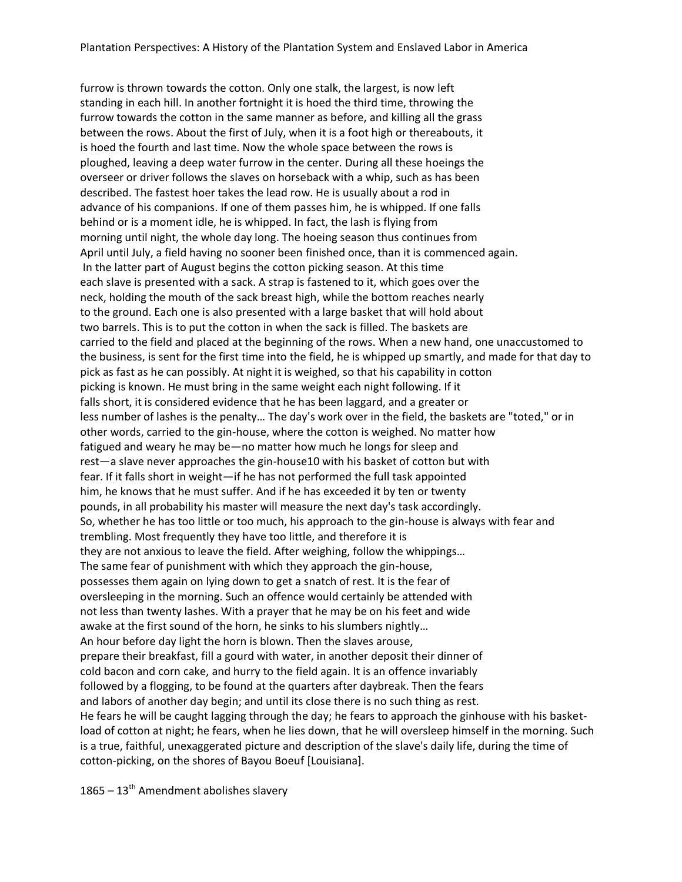furrow is thrown towards the cotton. Only one stalk, the largest, is now left standing in each hill. In another fortnight it is hoed the third time, throwing the furrow towards the cotton in the same manner as before, and killing all the grass between the rows. About the first of July, when it is a foot high or thereabouts, it is hoed the fourth and last time. Now the whole space between the rows is ploughed, leaving a deep water furrow in the center. During all these hoeings the overseer or driver follows the slaves on horseback with a whip, such as has been described. The fastest hoer takes the lead row. He is usually about a rod in advance of his companions. If one of them passes him, he is whipped. If one falls behind or is a moment idle, he is whipped. In fact, the lash is flying from morning until night, the whole day long. The hoeing season thus continues from April until July, a field having no sooner been finished once, than it is commenced again.

In the latter part of August begins the cotton picking season. At this time each slave is presented with a sack. A strap is fastened to it, which goes over the neck, holding the mouth of the sack breast high, while the bottom reaches nearly to the ground. Each one is also presented with a large basket that will hold about two barrels. This is to put the cotton in when the sack is filled. The baskets are carried to the field and placed at the beginning of the rows. When a new hand, one unaccustomed to the business, is sent for the first time into the field, he is whipped up smartly, and made for that day to pick as fast as he can possibly. At night it is weighed, so that his capability in cotton picking is known. He must bring in the same weight each night following. If it falls short, it is considered evidence that he has been laggard, and a greater or less number of lashes is the penalty… The day's work over in the field, the baskets are "toted," or in other words, carried to the gin-house, where the cotton is weighed. No matter how fatigued and weary he may be—no matter how much he longs for sleep and rest—a slave never approaches the gin-house10 with his basket of cotton but with fear. If it falls short in weight—if he has not performed the full task appointed him, he knows that he must suffer. And if he has exceeded it by ten or twenty pounds, in all probability his master will measure the next day's task accordingly. So, whether he has too little or too much, his approach to the gin-house is always with fear and trembling. Most frequently they have too little, and therefore it is they are not anxious to leave the field. After weighing, follow the whippings…

The same fear of punishment with which they approach the gin-house, possesses them again on lying down to get a snatch of rest. It is the fear of oversleeping in the morning. Such an offence would certainly be attended with not less than twenty lashes. With a prayer that he may be on his feet and wide awake at the first sound of the horn, he sinks to his slumbers nightly…

An hour before day light the horn is blown. Then the slaves arouse, prepare their breakfast, fill a gourd with water, in another deposit their dinner of cold bacon and corn cake, and hurry to the field again. It is an offence invariably followed by a flogging, to be found at the quarters after daybreak. Then the fears and labors of another day begin; and until its close there is no such thing as rest. He fears he will be caught lagging through the day; he fears to approach the ginhouse with his basket-load of cotton at night; he fears, when he lies down, that he will oversleep himself in the morning. Such is a true, faithful, unexaggerated picture and description of the slave's daily life, during the time of cotton-picking, on the shores of Bayou Boeuf [Louisiana].

1865 – 13th Amendment abolishes slavery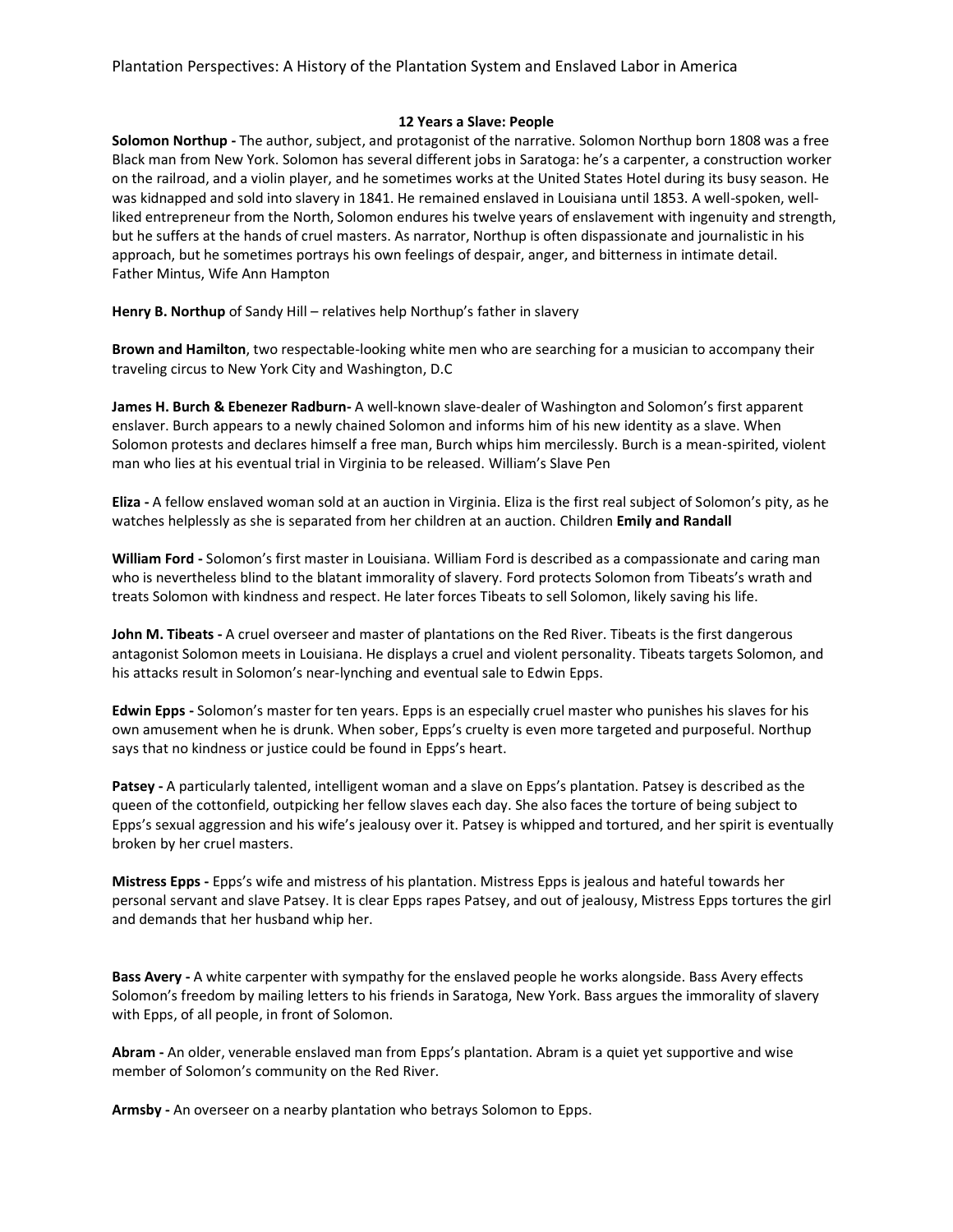### 12 Years a Slave: People

**Solomon Northup -** The author, subject, and protagonist of the narrative. Solomon Northup born 1808 was a free Black man from New York. Solomon has several different jobs in Saratoga: he's a carpenter, a construction worker on the railroad, and a violin player, and he sometimes works at the United States Hotel during its busy season. He was kidnapped and sold into slavery in 1841. He remained enslaved in Louisiana until 1853. A well-spoken, well-liked entrepreneur from the North, Solomon endures his twelve years of enslavement with ingenuity and strength, but he suffers at the hands of cruel masters. As narrator, Northup is often dispassionate and journalistic in his approach, but he sometimes portrays his own feelings of despair, anger, and bitterness in intimate detail.
Father Mintus, Wife Ann Hampton

**Henry B. Northup** of Sandy Hill – relatives help Northup's father in slavery

**Brown and Hamilton**, two respectable-looking white men who are searching for a musician to accompany their traveling circus to New York City and Washington, D.C

**James H. Burch & Ebenezer Radburn-** A well-known slave-dealer of Washington and Solomon's first apparent enslaver. Burch appears to a newly chained Solomon and informs him of his new identity as a slave. When Solomon protests and declares himself a free man, Burch whips him mercilessly. Burch is a mean-spirited, violent man who lies at his eventual trial in Virginia to be released. William's Slave Pen

**Eliza -** A fellow enslaved woman sold at an auction in Virginia. Eliza is the first real subject of Solomon's pity, as he watches helplessly as she is separated from her children at an auction. Children **Emily and Randall**

**William Ford -** Solomon's first master in Louisiana. William Ford is described as a compassionate and caring man who is nevertheless blind to the blatant immorality of slavery. Ford protects Solomon from Tibeats's wrath and treats Solomon with kindness and respect. He later forces Tibeats to sell Solomon, likely saving his life.

**John M. Tibeats -** A cruel overseer and master of plantations on the Red River. Tibeats is the first dangerous antagonist Solomon meets in Louisiana. He displays a cruel and violent personality. Tibeats targets Solomon, and his attacks result in Solomon's near-lynching and eventual sale to Edwin Epps.

**Edwin Epps -** Solomon's master for ten years. Epps is an especially cruel master who punishes his slaves for his own amusement when he is drunk. When sober, Epps's cruelty is even more targeted and purposeful. Northup says that no kindness or justice could be found in Epps's heart.

**Patsey -** A particularly talented, intelligent woman and a slave on Epps's plantation. Patsey is described as the queen of the cottonfield, outpicking her fellow slaves each day. She also faces the torture of being subject to Epps's sexual aggression and his wife's jealousy over it. Patsey is whipped and tortured, and her spirit is eventually broken by her cruel masters.

**Mistress Epps -** Epps's wife and mistress of his plantation. Mistress Epps is jealous and hateful towards her personal servant and slave Patsey. It is clear Epps rapes Patsey, and out of jealousy, Mistress Epps tortures the girl and demands that her husband whip her.

**Bass Avery -** A white carpenter with sympathy for the enslaved people he works alongside. Bass Avery effects Solomon's freedom by mailing letters to his friends in Saratoga, New York. Bass argues the immorality of slavery with Epps, of all people, in front of Solomon.

**Abram -** An older, venerable enslaved man from Epps's plantation. Abram is a quiet yet supportive and wise member of Solomon's community on the Red River.

**Armsby -** An overseer on a nearby plantation who betrays Solomon to Epps.